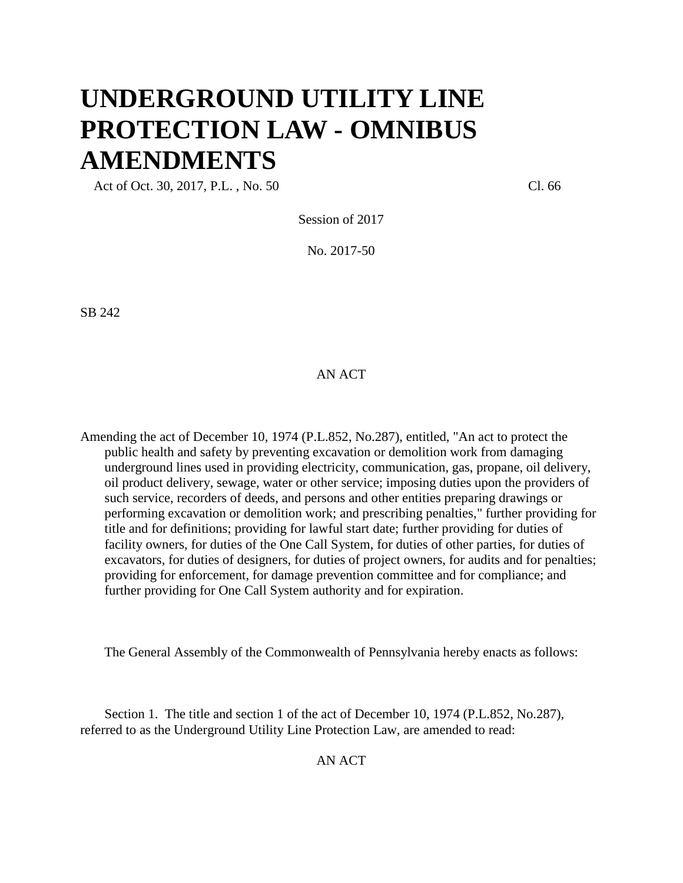# UNDERGROUND UTILITY LINE PROTECTION LAW - OMNIBUS AMENDMENTS

Act of Oct. 30, 2017, P.L. , No. 50 Cl. 66

Session of 2017

No. 2017-50

SB 242

AN ACT

Amending the act of December 10, 1974 (P.L.852, No.287), entitled, "An act to protect the public health and safety by preventing excavation or demolition work from damaging underground lines used in providing electricity, communication, gas, propane, oil delivery, oil product delivery, sewage, water or other service; imposing duties upon the providers of such service, recorders of deeds, and persons and other entities preparing drawings or performing excavation or demolition work; and prescribing penalties," further providing for title and for definitions; providing for lawful start date; further providing for duties of facility owners, for duties of the One Call System, for duties of other parties, for duties of excavators, for duties of designers, for duties of project owners, for audits and for penalties; providing for enforcement, for damage prevention committee and for compliance; and further providing for One Call System authority and for expiration.

The General Assembly of the Commonwealth of Pennsylvania hereby enacts as follows:

Section 1. The title and section 1 of the act of December 10, 1974 (P.L.852, No.287), referred to as the Underground Utility Line Protection Law, are amended to read:

AN ACT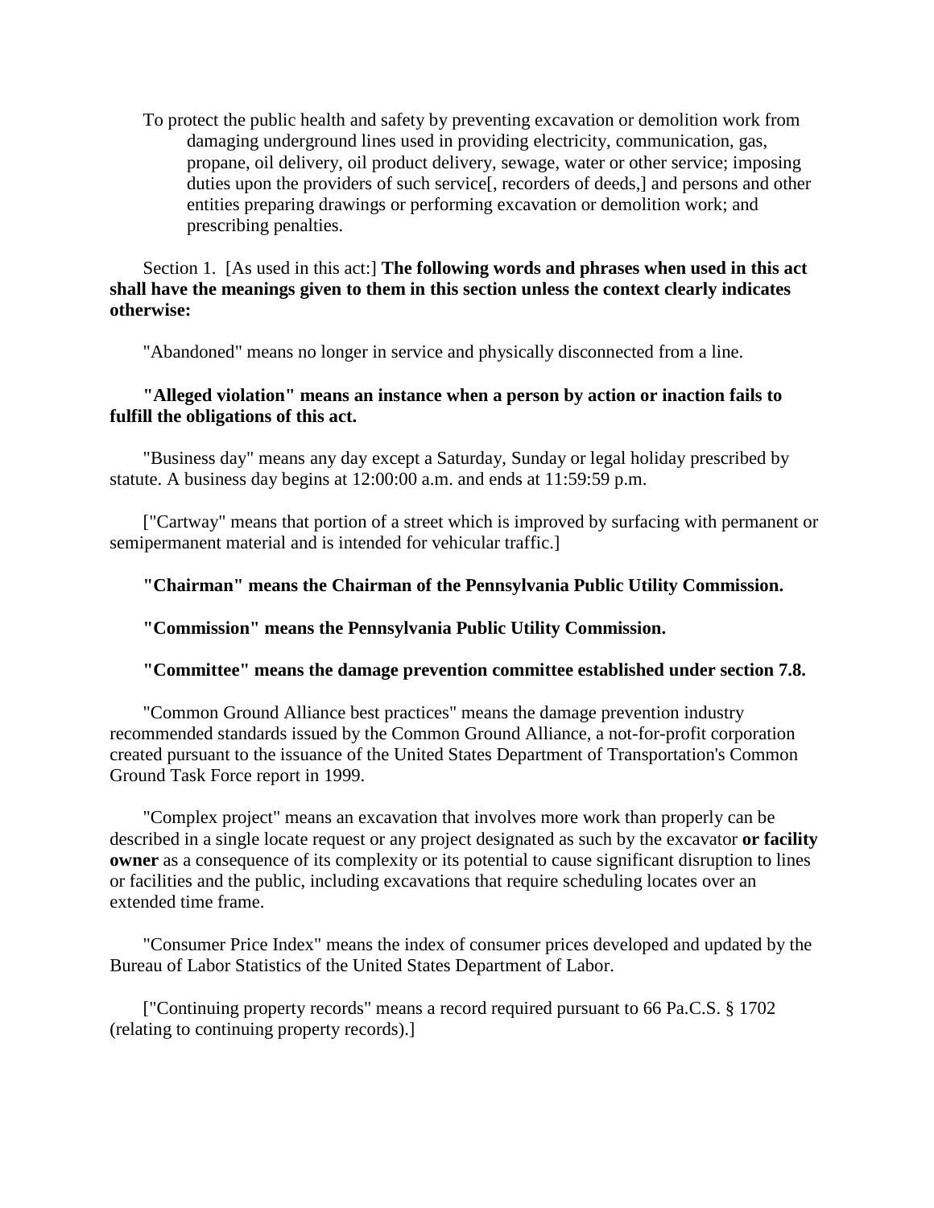To protect the public health and safety by preventing excavation or demolition work from damaging underground lines used in providing electricity, communication, gas, propane, oil delivery, oil product delivery, sewage, water or other service; imposing duties upon the providers of such service[, recorders of deeds,] and persons and other entities preparing drawings or performing excavation or demolition work; and prescribing penalties.

Section 1. [As used in this act:] **The following words and phrases when used in this act shall have the meanings given to them in this section unless the context clearly indicates otherwise:**

"Abandoned" means no longer in service and physically disconnected from a line.

**"Alleged violation" means an instance when a person by action or inaction fails to fulfill the obligations of this act.**

"Business day" means any day except a Saturday, Sunday or legal holiday prescribed by statute. A business day begins at 12:00:00 a.m. and ends at 11:59:59 p.m.

["Cartway" means that portion of a street which is improved by surfacing with permanent or semipermanent material and is intended for vehicular traffic.]

**"Chairman" means the Chairman of the Pennsylvania Public Utility Commission.**

**"Commission" means the Pennsylvania Public Utility Commission.**

**"Committee" means the damage prevention committee established under section 7.8.**

"Common Ground Alliance best practices" means the damage prevention industry recommended standards issued by the Common Ground Alliance, a not-for-profit corporation created pursuant to the issuance of the United States Department of Transportation's Common Ground Task Force report in 1999.

"Complex project" means an excavation that involves more work than properly can be described in a single locate request or any project designated as such by the excavator **or facility owner** as a consequence of its complexity or its potential to cause significant disruption to lines or facilities and the public, including excavations that require scheduling locates over an extended time frame.

"Consumer Price Index" means the index of consumer prices developed and updated by the Bureau of Labor Statistics of the United States Department of Labor.

["Continuing property records" means a record required pursuant to 66 Pa.C.S. § 1702 (relating to continuing property records).]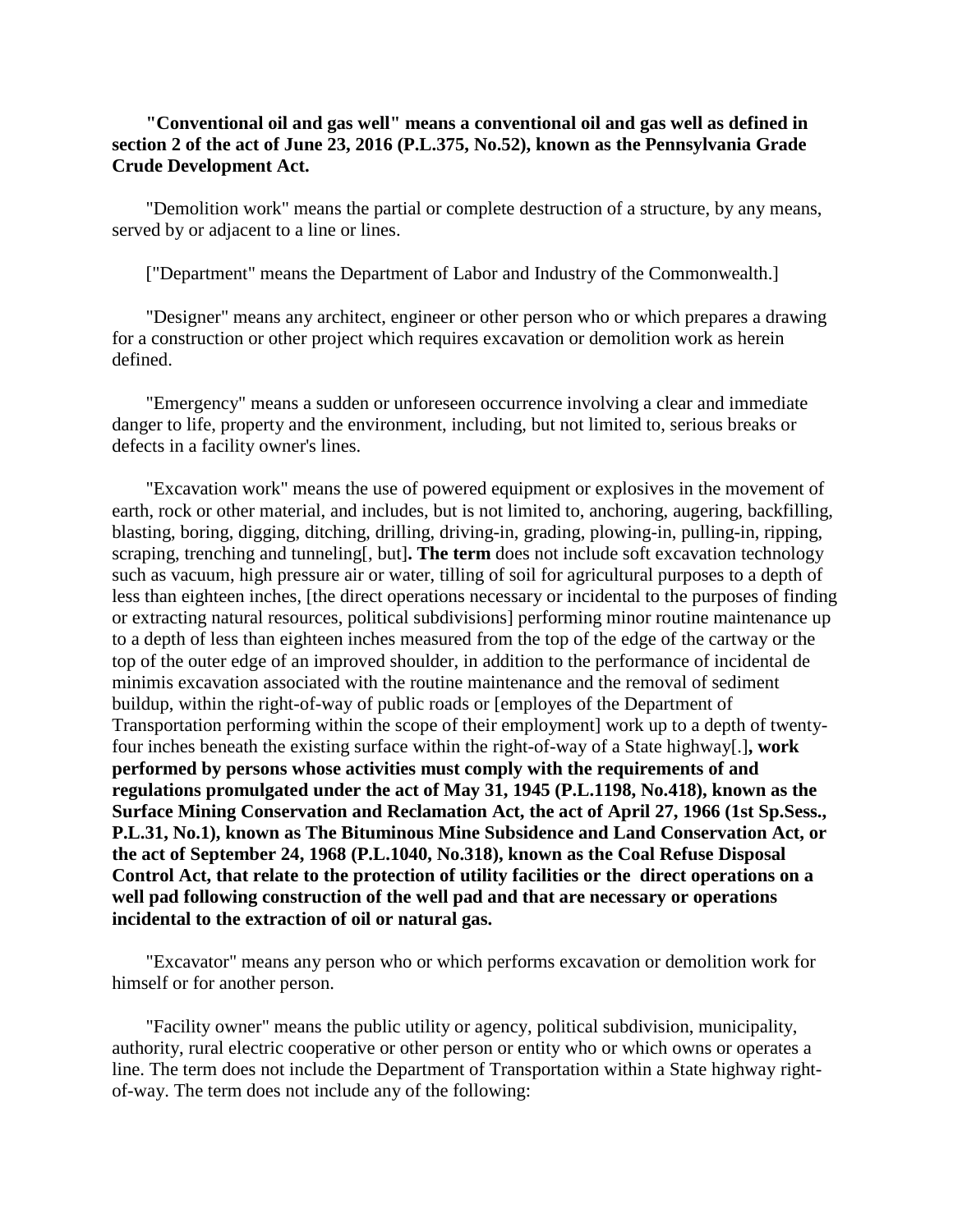**"Conventional oil and gas well" means a conventional oil and gas well as defined in section 2 of the act of June 23, 2016 (P.L.375, No.52), known as the Pennsylvania Grade Crude Development Act.**

"Demolition work" means the partial or complete destruction of a structure, by any means, served by or adjacent to a line or lines.

["Department" means the Department of Labor and Industry of the Commonwealth.]

"Designer" means any architect, engineer or other person who or which prepares a drawing for a construction or other project which requires excavation or demolition work as herein defined.

"Emergency" means a sudden or unforeseen occurrence involving a clear and immediate danger to life, property and the environment, including, but not limited to, serious breaks or defects in a facility owner's lines.

"Excavation work" means the use of powered equipment or explosives in the movement of earth, rock or other material, and includes, but is not limited to, anchoring, augering, backfilling, blasting, boring, digging, ditching, drilling, driving-in, grading, plowing-in, pulling-in, ripping, scraping, trenching and tunneling[, but]**. The term** does not include soft excavation technology such as vacuum, high pressure air or water, tilling of soil for agricultural purposes to a depth of less than eighteen inches, [the direct operations necessary or incidental to the purposes of finding or extracting natural resources, political subdivisions] performing minor routine maintenance up to a depth of less than eighteen inches measured from the top of the edge of the cartway or the top of the outer edge of an improved shoulder, in addition to the performance of incidental de minimis excavation associated with the routine maintenance and the removal of sediment buildup, within the right-of-way of public roads or [employes of the Department of Transportation performing within the scope of their employment] work up to a depth of twenty-four inches beneath the existing surface within the right-of-way of a State highway[.]**, work performed by persons whose activities must comply with the requirements of and regulations promulgated under the act of May 31, 1945 (P.L.1198, No.418), known as the Surface Mining Conservation and Reclamation Act, the act of April 27, 1966 (1st Sp.Sess., P.L.31, No.1), known as The Bituminous Mine Subsidence and Land Conservation Act, or the act of September 24, 1968 (P.L.1040, No.318), known as the Coal Refuse Disposal Control Act, that relate to the protection of utility facilities or the direct operations on a well pad following construction of the well pad and that are necessary or operations incidental to the extraction of oil or natural gas.**

"Excavator" means any person who or which performs excavation or demolition work for himself or for another person.

"Facility owner" means the public utility or agency, political subdivision, municipality, authority, rural electric cooperative or other person or entity who or which owns or operates a line. The term does not include the Department of Transportation within a State highway right-of-way. The term does not include any of the following: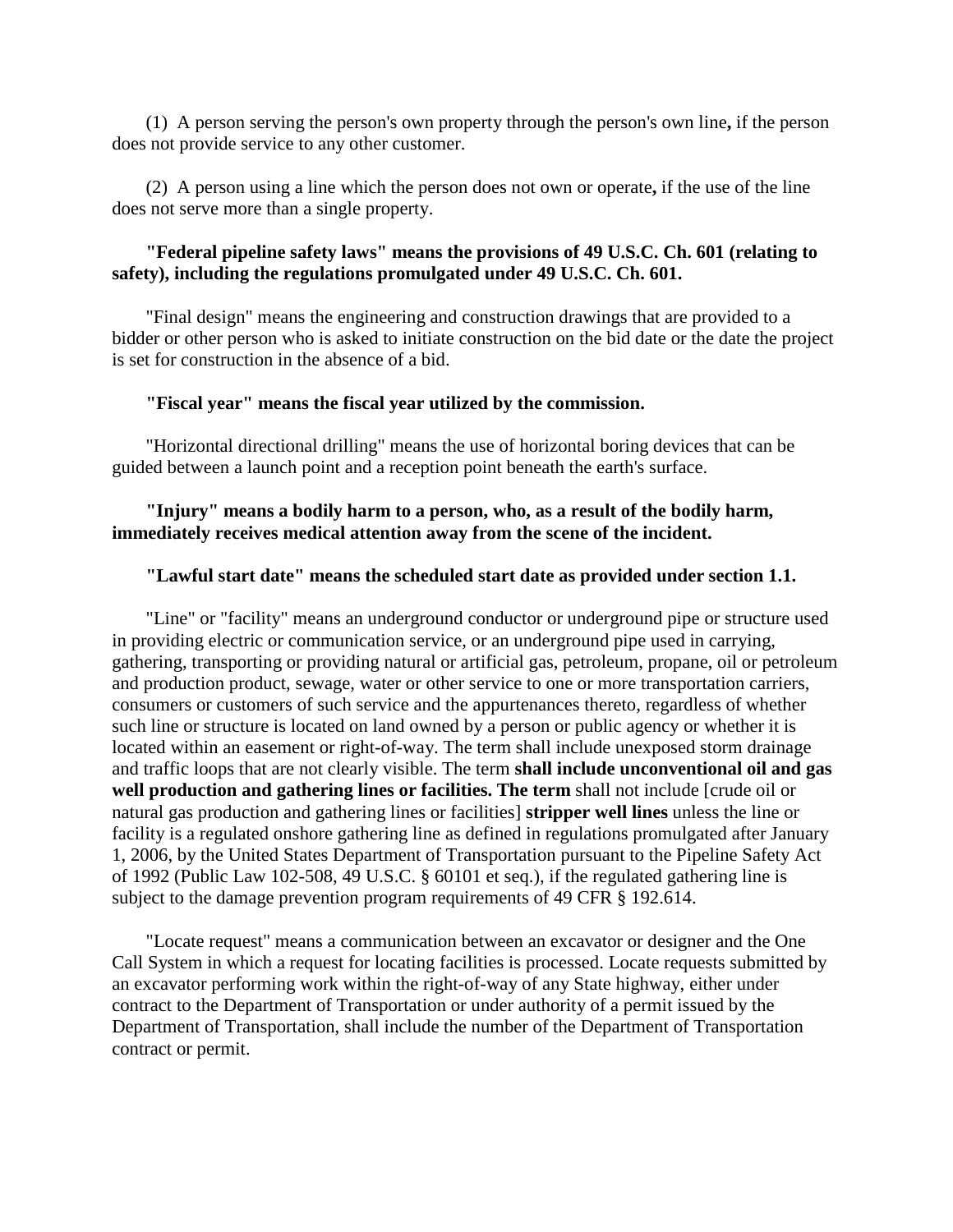(1) A person serving the person's own property through the person's own line**,** if the person does not provide service to any other customer.

(2) A person using a line which the person does not own or operate**,** if the use of the line does not serve more than a single property.

**"Federal pipeline safety laws" means the provisions of 49 U.S.C. Ch. 601 (relating to safety), including the regulations promulgated under 49 U.S.C. Ch. 601.**

"Final design" means the engineering and construction drawings that are provided to a bidder or other person who is asked to initiate construction on the bid date or the date the project is set for construction in the absence of a bid.

**"Fiscal year" means the fiscal year utilized by the commission.**

"Horizontal directional drilling" means the use of horizontal boring devices that can be guided between a launch point and a reception point beneath the earth's surface.

**"Injury" means a bodily harm to a person, who, as a result of the bodily harm, immediately receives medical attention away from the scene of the incident.**

**"Lawful start date" means the scheduled start date as provided under section 1.1.**

"Line" or "facility" means an underground conductor or underground pipe or structure used in providing electric or communication service, or an underground pipe used in carrying, gathering, transporting or providing natural or artificial gas, petroleum, propane, oil or petroleum and production product, sewage, water or other service to one or more transportation carriers, consumers or customers of such service and the appurtenances thereto, regardless of whether such line or structure is located on land owned by a person or public agency or whether it is located within an easement or right-of-way. The term shall include unexposed storm drainage and traffic loops that are not clearly visible. The term **shall include unconventional oil and gas well production and gathering lines or facilities. The term** shall not include [crude oil or natural gas production and gathering lines or facilities] **stripper well lines** unless the line or facility is a regulated onshore gathering line as defined in regulations promulgated after January 1, 2006, by the United States Department of Transportation pursuant to the Pipeline Safety Act of 1992 (Public Law 102-508, 49 U.S.C. § 60101 et seq.), if the regulated gathering line is subject to the damage prevention program requirements of 49 CFR § 192.614.

"Locate request" means a communication between an excavator or designer and the One Call System in which a request for locating facilities is processed. Locate requests submitted by an excavator performing work within the right-of-way of any State highway, either under contract to the Department of Transportation or under authority of a permit issued by the Department of Transportation, shall include the number of the Department of Transportation contract or permit.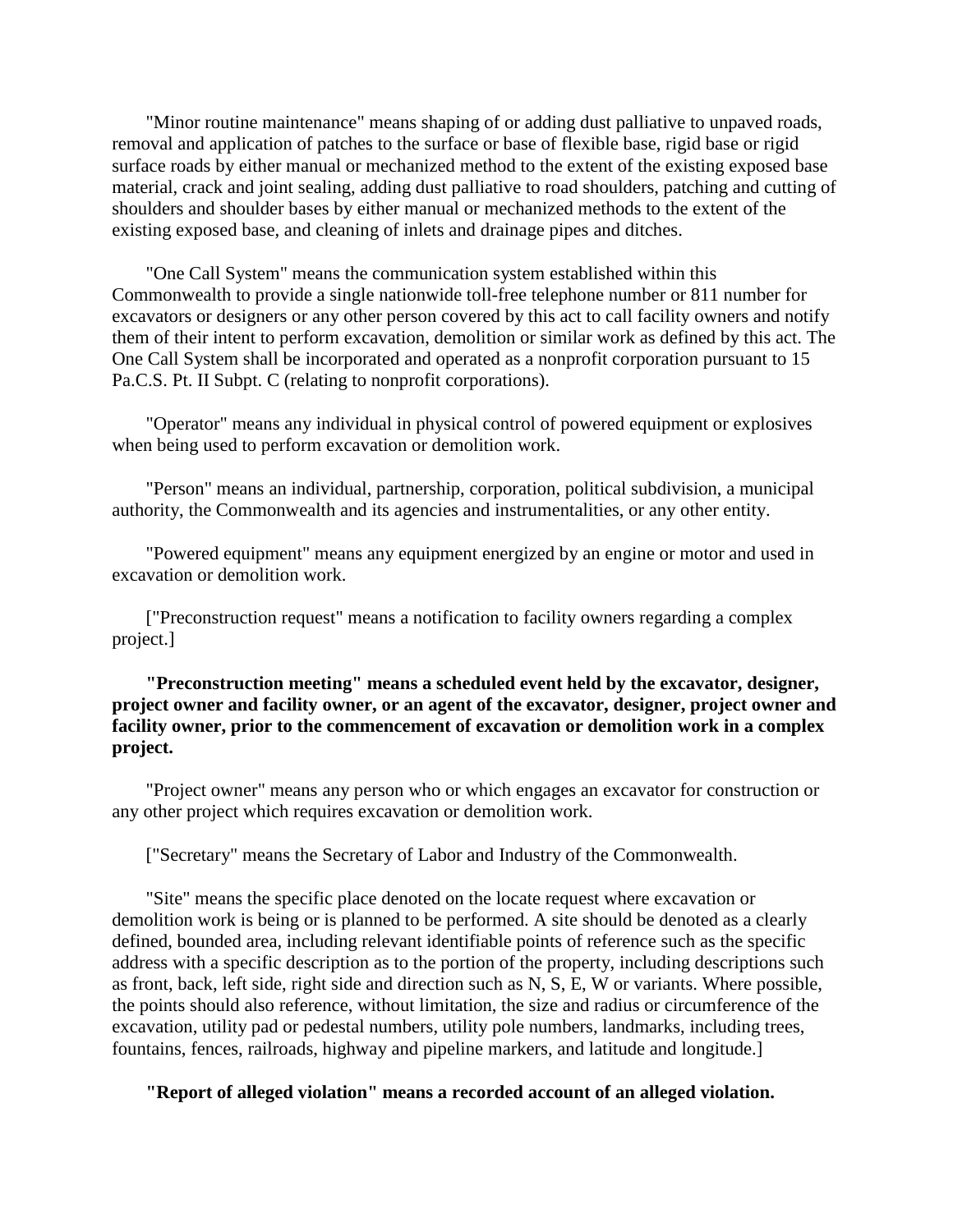"Minor routine maintenance" means shaping of or adding dust palliative to unpaved roads, removal and application of patches to the surface or base of flexible base, rigid base or rigid surface roads by either manual or mechanized method to the extent of the existing exposed base material, crack and joint sealing, adding dust palliative to road shoulders, patching and cutting of shoulders and shoulder bases by either manual or mechanized methods to the extent of the existing exposed base, and cleaning of inlets and drainage pipes and ditches.

"One Call System" means the communication system established within this Commonwealth to provide a single nationwide toll-free telephone number or 811 number for excavators or designers or any other person covered by this act to call facility owners and notify them of their intent to perform excavation, demolition or similar work as defined by this act. The One Call System shall be incorporated and operated as a nonprofit corporation pursuant to 15 Pa.C.S. Pt. II Subpt. C (relating to nonprofit corporations).

"Operator" means any individual in physical control of powered equipment or explosives when being used to perform excavation or demolition work.

"Person" means an individual, partnership, corporation, political subdivision, a municipal authority, the Commonwealth and its agencies and instrumentalities, or any other entity.

"Powered equipment" means any equipment energized by an engine or motor and used in excavation or demolition work.

["Preconstruction request" means a notification to facility owners regarding a complex project.]

**"Preconstruction meeting" means a scheduled event held by the excavator, designer, project owner and facility owner, or an agent of the excavator, designer, project owner and facility owner, prior to the commencement of excavation or demolition work in a complex project.**

"Project owner" means any person who or which engages an excavator for construction or any other project which requires excavation or demolition work.

["Secretary" means the Secretary of Labor and Industry of the Commonwealth.

"Site" means the specific place denoted on the locate request where excavation or demolition work is being or is planned to be performed. A site should be denoted as a clearly defined, bounded area, including relevant identifiable points of reference such as the specific address with a specific description as to the portion of the property, including descriptions such as front, back, left side, right side and direction such as N, S, E, W or variants. Where possible, the points should also reference, without limitation, the size and radius or circumference of the excavation, utility pad or pedestal numbers, utility pole numbers, landmarks, including trees, fountains, fences, railroads, highway and pipeline markers, and latitude and longitude.]

**"Report of alleged violation" means a recorded account of an alleged violation.**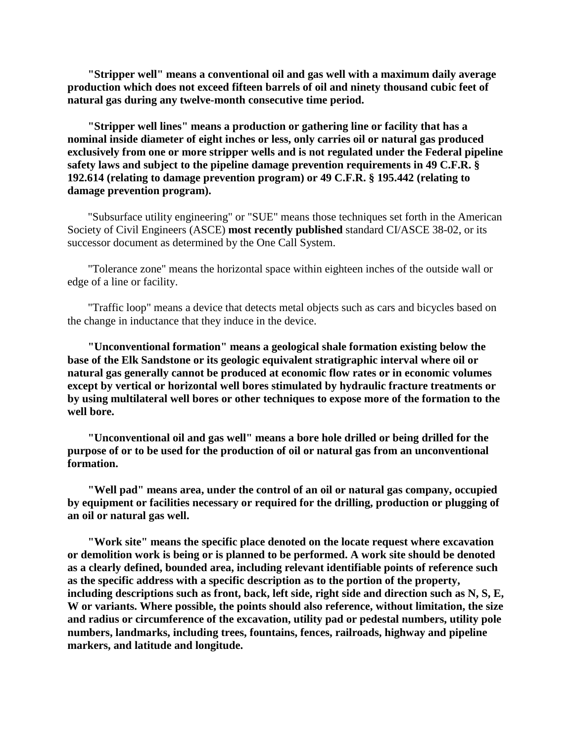**"Stripper well" means a conventional oil and gas well with a maximum daily average production which does not exceed fifteen barrels of oil and ninety thousand cubic feet of natural gas during any twelve-month consecutive time period.**

**"Stripper well lines" means a production or gathering line or facility that has a nominal inside diameter of eight inches or less, only carries oil or natural gas produced exclusively from one or more stripper wells and is not regulated under the Federal pipeline safety laws and subject to the pipeline damage prevention requirements in 49 C.F.R. § 192.614 (relating to damage prevention program) or 49 C.F.R. § 195.442 (relating to damage prevention program).**

"Subsurface utility engineering" or "SUE" means those techniques set forth in the American Society of Civil Engineers (ASCE) **most recently published** standard CI/ASCE 38-02, or its successor document as determined by the One Call System.

"Tolerance zone" means the horizontal space within eighteen inches of the outside wall or edge of a line or facility.

"Traffic loop" means a device that detects metal objects such as cars and bicycles based on the change in inductance that they induce in the device.

**"Unconventional formation" means a geological shale formation existing below the base of the Elk Sandstone or its geologic equivalent stratigraphic interval where oil or natural gas generally cannot be produced at economic flow rates or in economic volumes except by vertical or horizontal well bores stimulated by hydraulic fracture treatments or by using multilateral well bores or other techniques to expose more of the formation to the well bore.**

**"Unconventional oil and gas well" means a bore hole drilled or being drilled for the purpose of or to be used for the production of oil or natural gas from an unconventional formation.**

**"Well pad" means area, under the control of an oil or natural gas company, occupied by equipment or facilities necessary or required for the drilling, production or plugging of an oil or natural gas well.**

**"Work site" means the specific place denoted on the locate request where excavation or demolition work is being or is planned to be performed. A work site should be denoted as a clearly defined, bounded area, including relevant identifiable points of reference such as the specific address with a specific description as to the portion of the property, including descriptions such as front, back, left side, right side and direction such as N, S, E, W or variants. Where possible, the points should also reference, without limitation, the size and radius or circumference of the excavation, utility pad or pedestal numbers, utility pole numbers, landmarks, including trees, fountains, fences, railroads, highway and pipeline markers, and latitude and longitude.**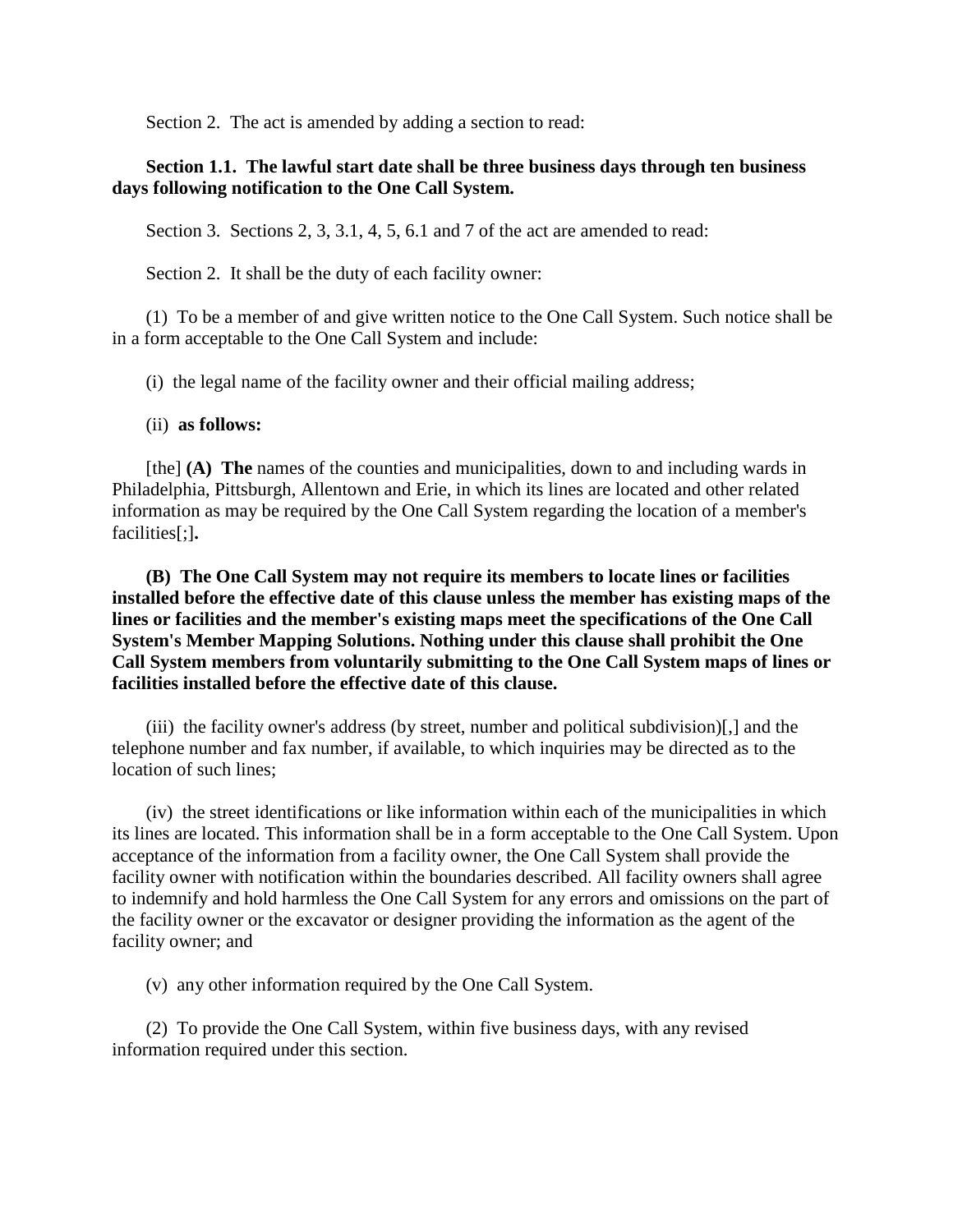Section 2. The act is amended by adding a section to read:

**Section 1.1. The lawful start date shall be three business days through ten business days following notification to the One Call System.**

Section 3. Sections 2, 3, 3.1, 4, 5, 6.1 and 7 of the act are amended to read:

Section 2. It shall be the duty of each facility owner:

(1) To be a member of and give written notice to the One Call System. Such notice shall be in a form acceptable to the One Call System and include:

(i) the legal name of the facility owner and their official mailing address;

(ii) **as follows:**

[the] **(A) The** names of the counties and municipalities, down to and including wards in Philadelphia, Pittsburgh, Allentown and Erie, in which its lines are located and other related information as may be required by the One Call System regarding the location of a member's facilities[;]**.**

**(B) The One Call System may not require its members to locate lines or facilities installed before the effective date of this clause unless the member has existing maps of the lines or facilities and the member's existing maps meet the specifications of the One Call System's Member Mapping Solutions. Nothing under this clause shall prohibit the One Call System members from voluntarily submitting to the One Call System maps of lines or facilities installed before the effective date of this clause.**

(iii) the facility owner's address (by street, number and political subdivision)[,] and the telephone number and fax number, if available, to which inquiries may be directed as to the location of such lines;

(iv) the street identifications or like information within each of the municipalities in which its lines are located. This information shall be in a form acceptable to the One Call System. Upon acceptance of the information from a facility owner, the One Call System shall provide the facility owner with notification within the boundaries described. All facility owners shall agree to indemnify and hold harmless the One Call System for any errors and omissions on the part of the facility owner or the excavator or designer providing the information as the agent of the facility owner; and

(v) any other information required by the One Call System.

(2) To provide the One Call System, within five business days, with any revised information required under this section.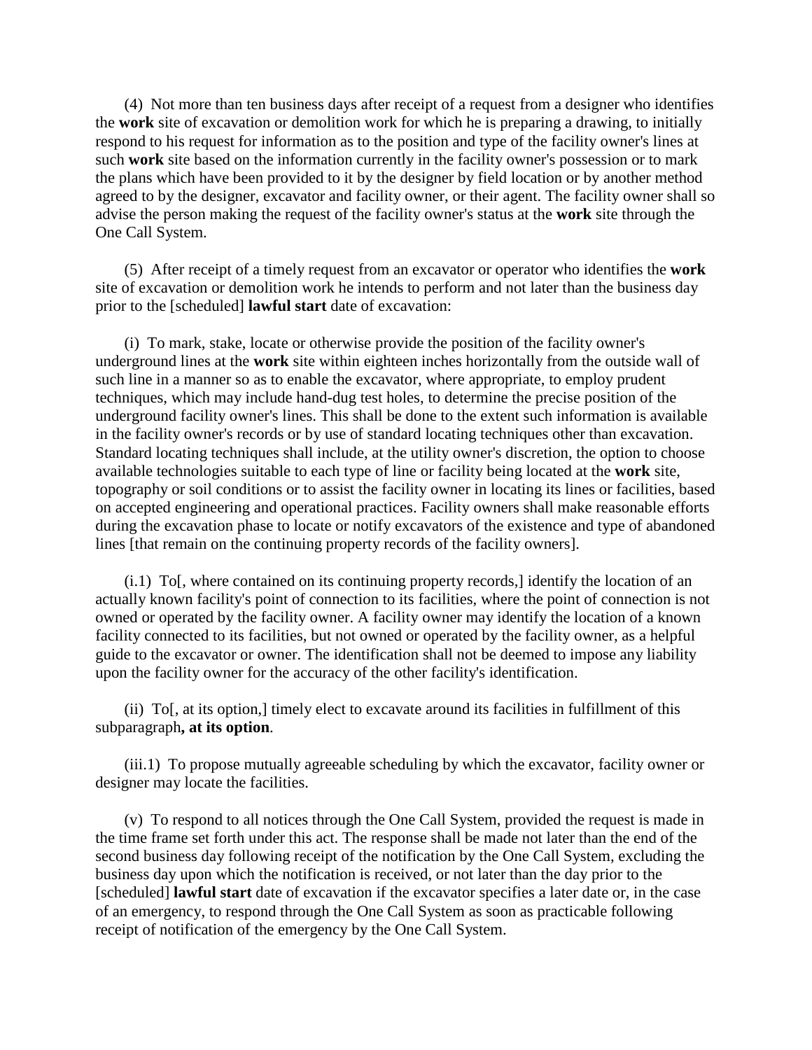(4) Not more than ten business days after receipt of a request from a designer who identifies the **work** site of excavation or demolition work for which he is preparing a drawing, to initially respond to his request for information as to the position and type of the facility owner's lines at such **work** site based on the information currently in the facility owner's possession or to mark the plans which have been provided to it by the designer by field location or by another method agreed to by the designer, excavator and facility owner, or their agent. The facility owner shall so advise the person making the request of the facility owner's status at the **work** site through the One Call System.

(5) After receipt of a timely request from an excavator or operator who identifies the **work** site of excavation or demolition work he intends to perform and not later than the business day prior to the [scheduled] **lawful start** date of excavation:

(i) To mark, stake, locate or otherwise provide the position of the facility owner's underground lines at the **work** site within eighteen inches horizontally from the outside wall of such line in a manner so as to enable the excavator, where appropriate, to employ prudent techniques, which may include hand-dug test holes, to determine the precise position of the underground facility owner's lines. This shall be done to the extent such information is available in the facility owner's records or by use of standard locating techniques other than excavation. Standard locating techniques shall include, at the utility owner's discretion, the option to choose available technologies suitable to each type of line or facility being located at the **work** site, topography or soil conditions or to assist the facility owner in locating its lines or facilities, based on accepted engineering and operational practices. Facility owners shall make reasonable efforts during the excavation phase to locate or notify excavators of the existence and type of abandoned lines [that remain on the continuing property records of the facility owners].

(i.1) To[, where contained on its continuing property records,] identify the location of an actually known facility's point of connection to its facilities, where the point of connection is not owned or operated by the facility owner. A facility owner may identify the location of a known facility connected to its facilities, but not owned or operated by the facility owner, as a helpful guide to the excavator or owner. The identification shall not be deemed to impose any liability upon the facility owner for the accuracy of the other facility's identification.

(ii) To[, at its option,] timely elect to excavate around its facilities in fulfillment of this subparagraph**, at its option**.

(iii.1) To propose mutually agreeable scheduling by which the excavator, facility owner or designer may locate the facilities.

(v) To respond to all notices through the One Call System, provided the request is made in the time frame set forth under this act. The response shall be made not later than the end of the second business day following receipt of the notification by the One Call System, excluding the business day upon which the notification is received, or not later than the day prior to the [scheduled] **lawful start** date of excavation if the excavator specifies a later date or, in the case of an emergency, to respond through the One Call System as soon as practicable following receipt of notification of the emergency by the One Call System.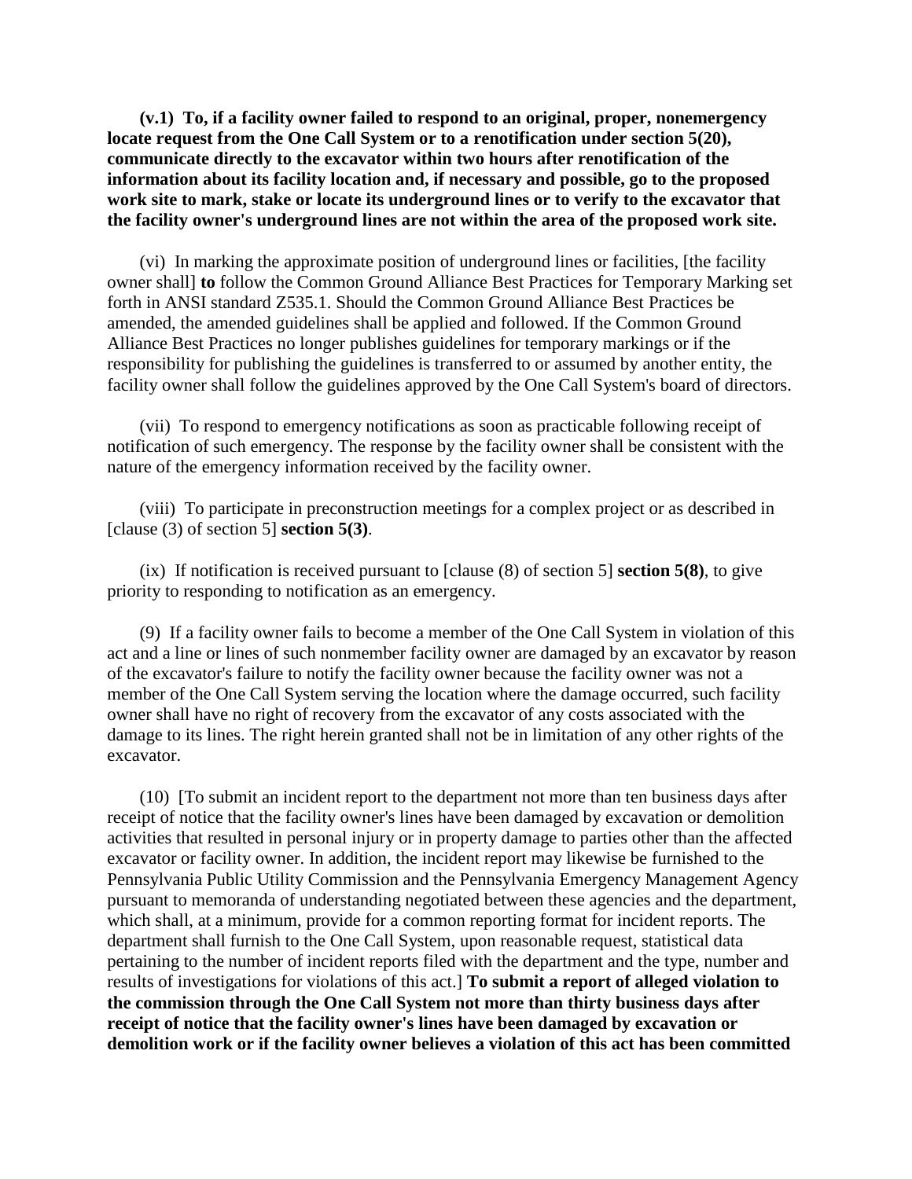**(v.1) To, if a facility owner failed to respond to an original, proper, nonemergency locate request from the One Call System or to a renotification under section 5(20), communicate directly to the excavator within two hours after renotification of the information about its facility location and, if necessary and possible, go to the proposed work site to mark, stake or locate its underground lines or to verify to the excavator that the facility owner's underground lines are not within the area of the proposed work site.**

(vi) In marking the approximate position of underground lines or facilities, [the facility owner shall] **to** follow the Common Ground Alliance Best Practices for Temporary Marking set forth in ANSI standard Z535.1. Should the Common Ground Alliance Best Practices be amended, the amended guidelines shall be applied and followed. If the Common Ground Alliance Best Practices no longer publishes guidelines for temporary markings or if the responsibility for publishing the guidelines is transferred to or assumed by another entity, the facility owner shall follow the guidelines approved by the One Call System's board of directors.

(vii) To respond to emergency notifications as soon as practicable following receipt of notification of such emergency. The response by the facility owner shall be consistent with the nature of the emergency information received by the facility owner.

(viii) To participate in preconstruction meetings for a complex project or as described in [clause (3) of section 5] **section 5(3)**.

(ix) If notification is received pursuant to [clause (8) of section 5] **section 5(8)**, to give priority to responding to notification as an emergency.

(9) If a facility owner fails to become a member of the One Call System in violation of this act and a line or lines of such nonmember facility owner are damaged by an excavator by reason of the excavator's failure to notify the facility owner because the facility owner was not a member of the One Call System serving the location where the damage occurred, such facility owner shall have no right of recovery from the excavator of any costs associated with the damage to its lines. The right herein granted shall not be in limitation of any other rights of the excavator.

(10) [To submit an incident report to the department not more than ten business days after receipt of notice that the facility owner's lines have been damaged by excavation or demolition activities that resulted in personal injury or in property damage to parties other than the affected excavator or facility owner. In addition, the incident report may likewise be furnished to the Pennsylvania Public Utility Commission and the Pennsylvania Emergency Management Agency pursuant to memoranda of understanding negotiated between these agencies and the department, which shall, at a minimum, provide for a common reporting format for incident reports. The department shall furnish to the One Call System, upon reasonable request, statistical data pertaining to the number of incident reports filed with the department and the type, number and results of investigations for violations of this act.] **To submit a report of alleged violation to the commission through the One Call System not more than thirty business days after receipt of notice that the facility owner's lines have been damaged by excavation or demolition work or if the facility owner believes a violation of this act has been committed**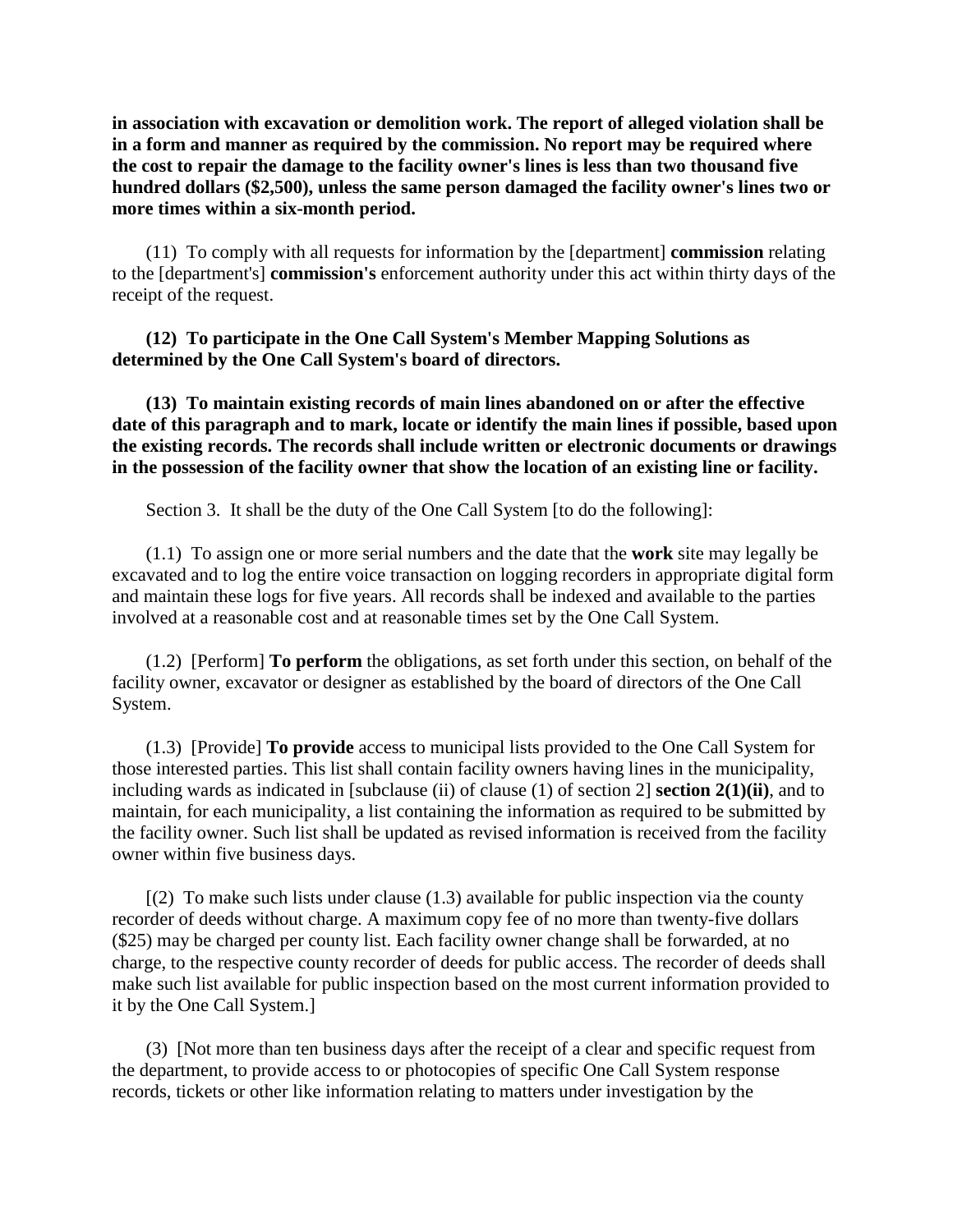**in association with excavation or demolition work. The report of alleged violation shall be in a form and manner as required by the commission. No report may be required where the cost to repair the damage to the facility owner's lines is less than two thousand five hundred dollars ($2,500), unless the same person damaged the facility owner's lines two or more times within a six-month period.**

(11) To comply with all requests for information by the [department] **commission** relating to the [department's] **commission's** enforcement authority under this act within thirty days of the receipt of the request.

**(12) To participate in the One Call System's Member Mapping Solutions as determined by the One Call System's board of directors.**

**(13) To maintain existing records of main lines abandoned on or after the effective date of this paragraph and to mark, locate or identify the main lines if possible, based upon the existing records. The records shall include written or electronic documents or drawings in the possession of the facility owner that show the location of an existing line or facility.**

Section 3. It shall be the duty of the One Call System [to do the following]:

(1.1) To assign one or more serial numbers and the date that the **work** site may legally be excavated and to log the entire voice transaction on logging recorders in appropriate digital form and maintain these logs for five years. All records shall be indexed and available to the parties involved at a reasonable cost and at reasonable times set by the One Call System.

(1.2) [Perform] **To perform** the obligations, as set forth under this section, on behalf of the facility owner, excavator or designer as established by the board of directors of the One Call System.

(1.3) [Provide] **To provide** access to municipal lists provided to the One Call System for those interested parties. This list shall contain facility owners having lines in the municipality, including wards as indicated in [subclause (ii) of clause (1) of section 2] **section 2(1)(ii)**, and to maintain, for each municipality, a list containing the information as required to be submitted by the facility owner. Such list shall be updated as revised information is received from the facility owner within five business days.

[(2) To make such lists under clause (1.3) available for public inspection via the county recorder of deeds without charge. A maximum copy fee of no more than twenty-five dollars ($25) may be charged per county list. Each facility owner change shall be forwarded, at no charge, to the respective county recorder of deeds for public access. The recorder of deeds shall make such list available for public inspection based on the most current information provided to it by the One Call System.]

(3) [Not more than ten business days after the receipt of a clear and specific request from the department, to provide access to or photocopies of specific One Call System response records, tickets or other like information relating to matters under investigation by the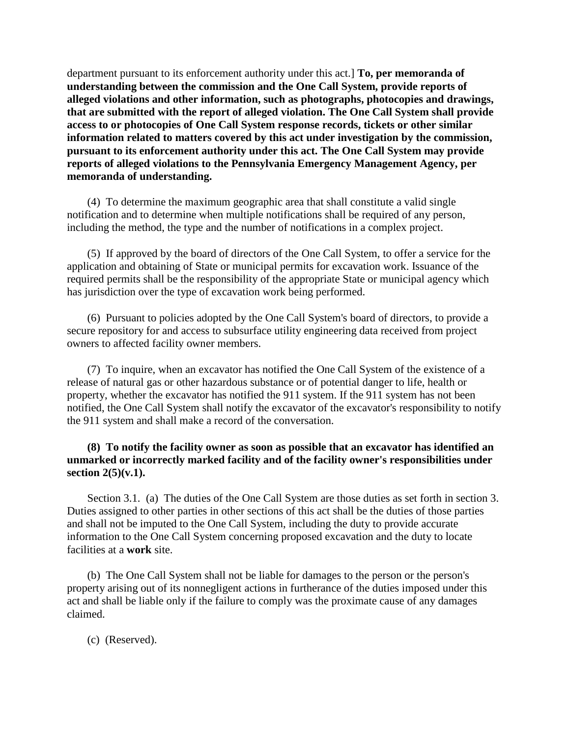department pursuant to its enforcement authority under this act.] **To, per memoranda of understanding between the commission and the One Call System, provide reports of alleged violations and other information, such as photographs, photocopies and drawings, that are submitted with the report of alleged violation. The One Call System shall provide access to or photocopies of One Call System response records, tickets or other similar information related to matters covered by this act under investigation by the commission, pursuant to its enforcement authority under this act. The One Call System may provide reports of alleged violations to the Pennsylvania Emergency Management Agency, per memoranda of understanding.**

(4) To determine the maximum geographic area that shall constitute a valid single notification and to determine when multiple notifications shall be required of any person, including the method, the type and the number of notifications in a complex project.

(5) If approved by the board of directors of the One Call System, to offer a service for the application and obtaining of State or municipal permits for excavation work. Issuance of the required permits shall be the responsibility of the appropriate State or municipal agency which has jurisdiction over the type of excavation work being performed.

(6) Pursuant to policies adopted by the One Call System's board of directors, to provide a secure repository for and access to subsurface utility engineering data received from project owners to affected facility owner members.

(7) To inquire, when an excavator has notified the One Call System of the existence of a release of natural gas or other hazardous substance or of potential danger to life, health or property, whether the excavator has notified the 911 system. If the 911 system has not been notified, the One Call System shall notify the excavator of the excavator's responsibility to notify the 911 system and shall make a record of the conversation.

**(8) To notify the facility owner as soon as possible that an excavator has identified an unmarked or incorrectly marked facility and of the facility owner's responsibilities under section 2(5)(v.1).**

Section 3.1. (a) The duties of the One Call System are those duties as set forth in section 3. Duties assigned to other parties in other sections of this act shall be the duties of those parties and shall not be imputed to the One Call System, including the duty to provide accurate information to the One Call System concerning proposed excavation and the duty to locate facilities at a **work** site.

(b) The One Call System shall not be liable for damages to the person or the person's property arising out of its nonnegligent actions in furtherance of the duties imposed under this act and shall be liable only if the failure to comply was the proximate cause of any damages claimed.

(c) (Reserved).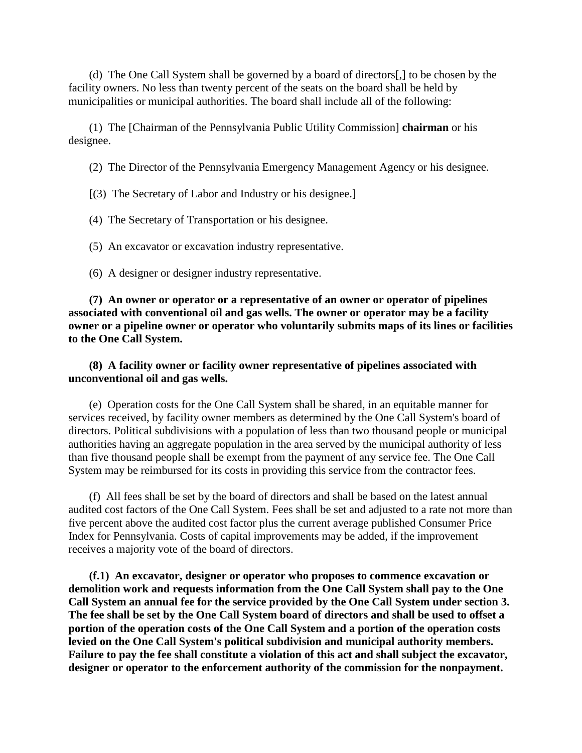(d) The One Call System shall be governed by a board of directors[,] to be chosen by the facility owners. No less than twenty percent of the seats on the board shall be held by municipalities or municipal authorities. The board shall include all of the following:

(1) The [Chairman of the Pennsylvania Public Utility Commission] **chairman** or his designee.

(2) The Director of the Pennsylvania Emergency Management Agency or his designee.

[(3) The Secretary of Labor and Industry or his designee.]

(4) The Secretary of Transportation or his designee.

(5) An excavator or excavation industry representative.

(6) A designer or designer industry representative.

**(7) An owner or operator or a representative of an owner or operator of pipelines associated with conventional oil and gas wells. The owner or operator may be a facility owner or a pipeline owner or operator who voluntarily submits maps of its lines or facilities to the One Call System.**

**(8) A facility owner or facility owner representative of pipelines associated with unconventional oil and gas wells.**

(e) Operation costs for the One Call System shall be shared, in an equitable manner for services received, by facility owner members as determined by the One Call System's board of directors. Political subdivisions with a population of less than two thousand people or municipal authorities having an aggregate population in the area served by the municipal authority of less than five thousand people shall be exempt from the payment of any service fee. The One Call System may be reimbursed for its costs in providing this service from the contractor fees.

(f) All fees shall be set by the board of directors and shall be based on the latest annual audited cost factors of the One Call System. Fees shall be set and adjusted to a rate not more than five percent above the audited cost factor plus the current average published Consumer Price Index for Pennsylvania. Costs of capital improvements may be added, if the improvement receives a majority vote of the board of directors.

**(f.1) An excavator, designer or operator who proposes to commence excavation or demolition work and requests information from the One Call System shall pay to the One Call System an annual fee for the service provided by the One Call System under section 3. The fee shall be set by the One Call System board of directors and shall be used to offset a portion of the operation costs of the One Call System and a portion of the operation costs levied on the One Call System's political subdivision and municipal authority members. Failure to pay the fee shall constitute a violation of this act and shall subject the excavator, designer or operator to the enforcement authority of the commission for the nonpayment.**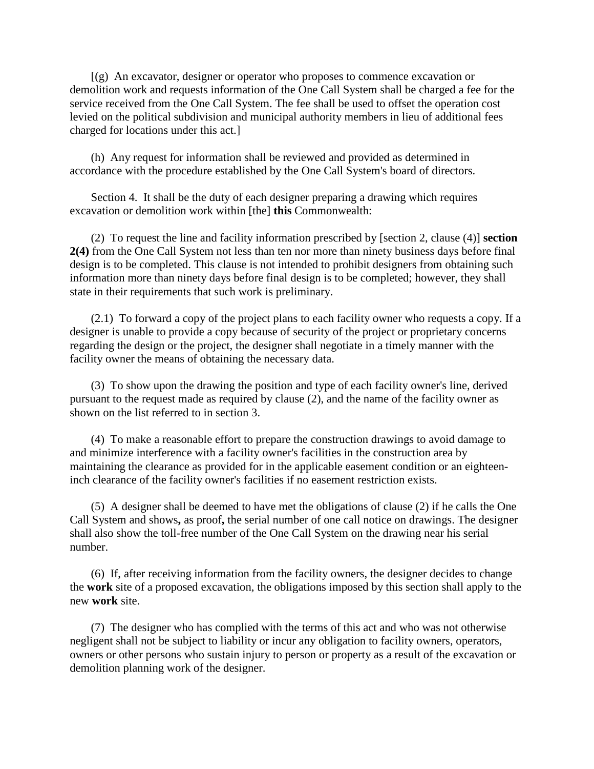[(g) An excavator, designer or operator who proposes to commence excavation or demolition work and requests information of the One Call System shall be charged a fee for the service received from the One Call System. The fee shall be used to offset the operation cost levied on the political subdivision and municipal authority members in lieu of additional fees charged for locations under this act.]

(h) Any request for information shall be reviewed and provided as determined in accordance with the procedure established by the One Call System's board of directors.

Section 4. It shall be the duty of each designer preparing a drawing which requires excavation or demolition work within [the] **this** Commonwealth:

(2) To request the line and facility information prescribed by [section 2, clause (4)] **section 2(4)** from the One Call System not less than ten nor more than ninety business days before final design is to be completed. This clause is not intended to prohibit designers from obtaining such information more than ninety days before final design is to be completed; however, they shall state in their requirements that such work is preliminary.

(2.1) To forward a copy of the project plans to each facility owner who requests a copy. If a designer is unable to provide a copy because of security of the project or proprietary concerns regarding the design or the project, the designer shall negotiate in a timely manner with the facility owner the means of obtaining the necessary data.

(3) To show upon the drawing the position and type of each facility owner's line, derived pursuant to the request made as required by clause (2), and the name of the facility owner as shown on the list referred to in section 3.

(4) To make a reasonable effort to prepare the construction drawings to avoid damage to and minimize interference with a facility owner's facilities in the construction area by maintaining the clearance as provided for in the applicable easement condition or an eighteen-inch clearance of the facility owner's facilities if no easement restriction exists.

(5) A designer shall be deemed to have met the obligations of clause (2) if he calls the One Call System and shows**,** as proof**,** the serial number of one call notice on drawings. The designer shall also show the toll-free number of the One Call System on the drawing near his serial number.

(6) If, after receiving information from the facility owners, the designer decides to change the **work** site of a proposed excavation, the obligations imposed by this section shall apply to the new **work** site.

(7) The designer who has complied with the terms of this act and who was not otherwise negligent shall not be subject to liability or incur any obligation to facility owners, operators, owners or other persons who sustain injury to person or property as a result of the excavation or demolition planning work of the designer.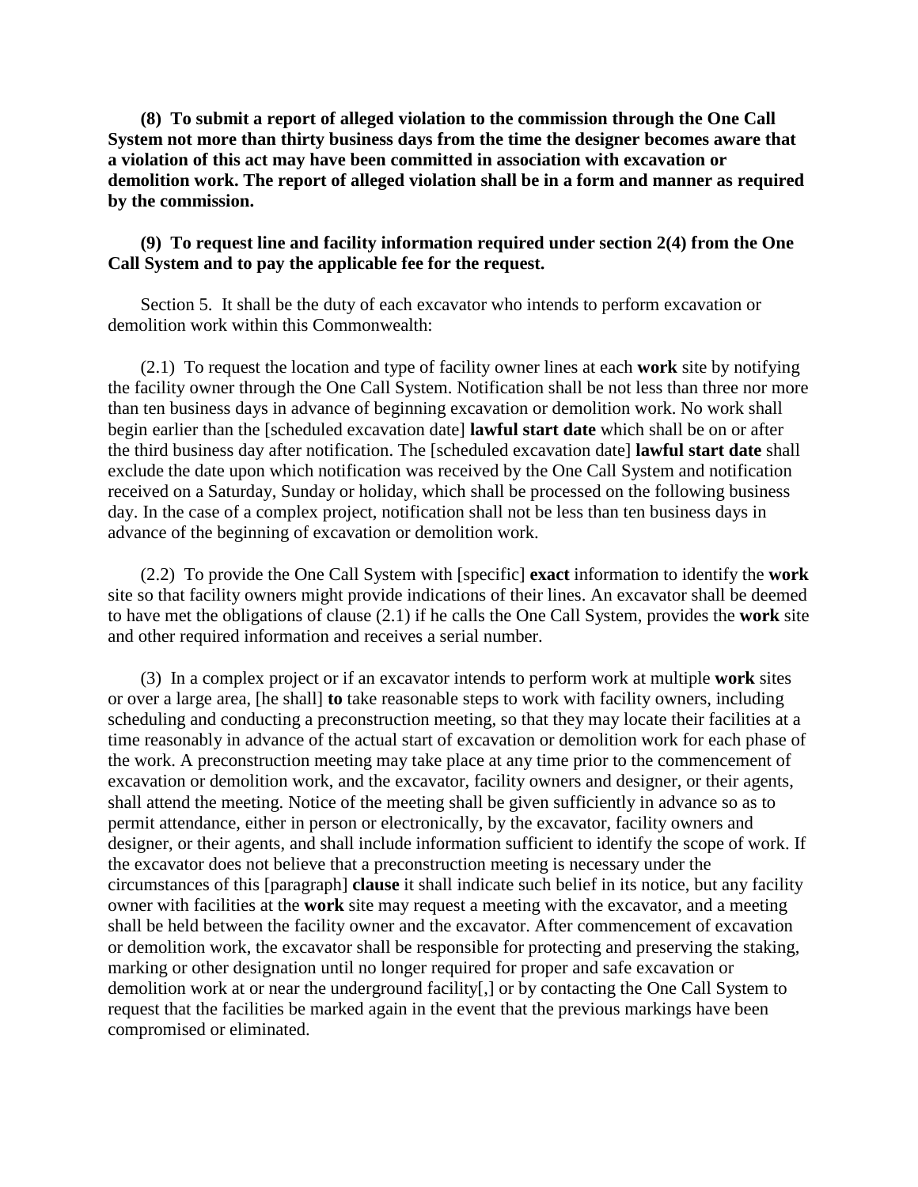**(8) To submit a report of alleged violation to the commission through the One Call System not more than thirty business days from the time the designer becomes aware that a violation of this act may have been committed in association with excavation or demolition work. The report of alleged violation shall be in a form and manner as required by the commission.**

**(9) To request line and facility information required under section 2(4) from the One Call System and to pay the applicable fee for the request.**

Section 5. It shall be the duty of each excavator who intends to perform excavation or demolition work within this Commonwealth:

(2.1) To request the location and type of facility owner lines at each **work** site by notifying the facility owner through the One Call System. Notification shall be not less than three nor more than ten business days in advance of beginning excavation or demolition work. No work shall begin earlier than the [scheduled excavation date] **lawful start date** which shall be on or after the third business day after notification. The [scheduled excavation date] **lawful start date** shall exclude the date upon which notification was received by the One Call System and notification received on a Saturday, Sunday or holiday, which shall be processed on the following business day. In the case of a complex project, notification shall not be less than ten business days in advance of the beginning of excavation or demolition work.

(2.2) To provide the One Call System with [specific] **exact** information to identify the **work** site so that facility owners might provide indications of their lines. An excavator shall be deemed to have met the obligations of clause (2.1) if he calls the One Call System, provides the **work** site and other required information and receives a serial number.

(3) In a complex project or if an excavator intends to perform work at multiple **work** sites or over a large area, [he shall] **to** take reasonable steps to work with facility owners, including scheduling and conducting a preconstruction meeting, so that they may locate their facilities at a time reasonably in advance of the actual start of excavation or demolition work for each phase of the work. A preconstruction meeting may take place at any time prior to the commencement of excavation or demolition work, and the excavator, facility owners and designer, or their agents, shall attend the meeting. Notice of the meeting shall be given sufficiently in advance so as to permit attendance, either in person or electronically, by the excavator, facility owners and designer, or their agents, and shall include information sufficient to identify the scope of work. If the excavator does not believe that a preconstruction meeting is necessary under the circumstances of this [paragraph] **clause** it shall indicate such belief in its notice, but any facility owner with facilities at the **work** site may request a meeting with the excavator, and a meeting shall be held between the facility owner and the excavator. After commencement of excavation or demolition work, the excavator shall be responsible for protecting and preserving the staking, marking or other designation until no longer required for proper and safe excavation or demolition work at or near the underground facility[,] or by contacting the One Call System to request that the facilities be marked again in the event that the previous markings have been compromised or eliminated.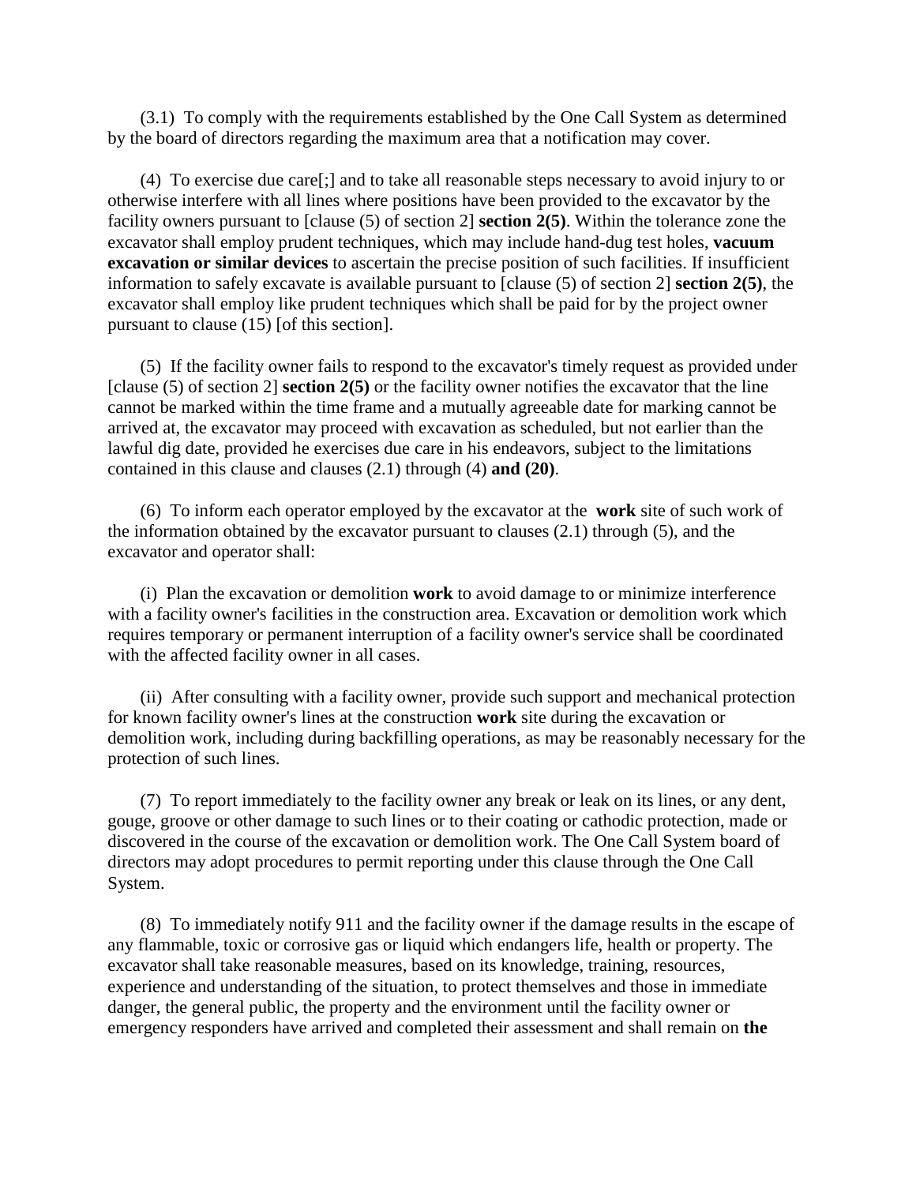(3.1) To comply with the requirements established by the One Call System as determined by the board of directors regarding the maximum area that a notification may cover.

(4) To exercise due care[;] and to take all reasonable steps necessary to avoid injury to or otherwise interfere with all lines where positions have been provided to the excavator by the facility owners pursuant to [clause (5) of section 2] **section 2(5)**. Within the tolerance zone the excavator shall employ prudent techniques, which may include hand-dug test holes, **vacuum excavation or similar devices** to ascertain the precise position of such facilities. If insufficient information to safely excavate is available pursuant to [clause (5) of section 2] **section 2(5)**, the excavator shall employ like prudent techniques which shall be paid for by the project owner pursuant to clause (15) [of this section].

(5) If the facility owner fails to respond to the excavator's timely request as provided under [clause (5) of section 2] **section 2(5)** or the facility owner notifies the excavator that the line cannot be marked within the time frame and a mutually agreeable date for marking cannot be arrived at, the excavator may proceed with excavation as scheduled, but not earlier than the lawful dig date, provided he exercises due care in his endeavors, subject to the limitations contained in this clause and clauses (2.1) through (4) **and (20)**.

(6) To inform each operator employed by the excavator at the **work** site of such work of the information obtained by the excavator pursuant to clauses (2.1) through (5), and the excavator and operator shall:

(i) Plan the excavation or demolition **work** to avoid damage to or minimize interference with a facility owner's facilities in the construction area. Excavation or demolition work which requires temporary or permanent interruption of a facility owner's service shall be coordinated with the affected facility owner in all cases.

(ii) After consulting with a facility owner, provide such support and mechanical protection for known facility owner's lines at the construction **work** site during the excavation or demolition work, including during backfilling operations, as may be reasonably necessary for the protection of such lines.

(7) To report immediately to the facility owner any break or leak on its lines, or any dent, gouge, groove or other damage to such lines or to their coating or cathodic protection, made or discovered in the course of the excavation or demolition work. The One Call System board of directors may adopt procedures to permit reporting under this clause through the One Call System.

(8) To immediately notify 911 and the facility owner if the damage results in the escape of any flammable, toxic or corrosive gas or liquid which endangers life, health or property. The excavator shall take reasonable measures, based on its knowledge, training, resources, experience and understanding of the situation, to protect themselves and those in immediate danger, the general public, the property and the environment until the facility owner or emergency responders have arrived and completed their assessment and shall remain on **the**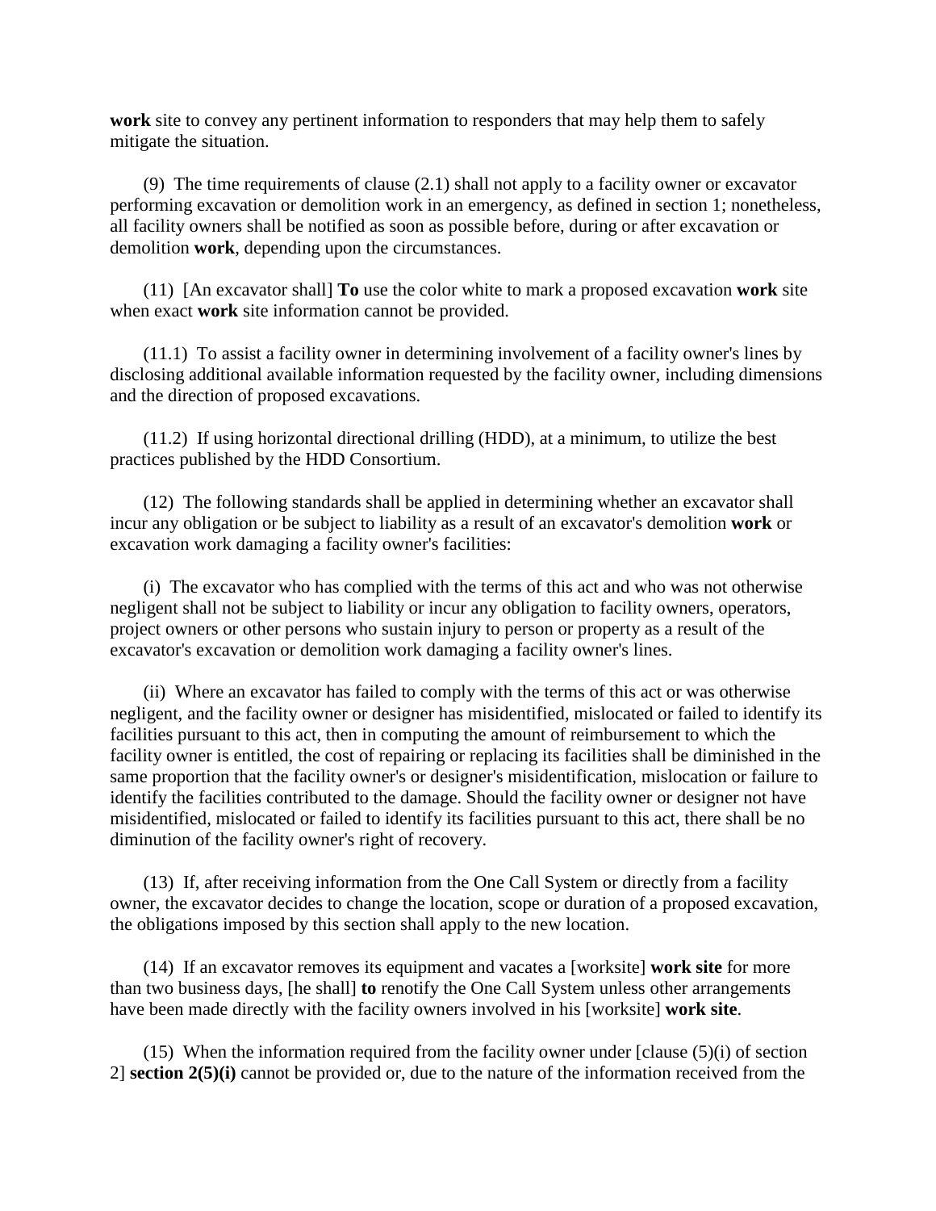**work** site to convey any pertinent information to responders that may help them to safely mitigate the situation.

(9) The time requirements of clause (2.1) shall not apply to a facility owner or excavator performing excavation or demolition work in an emergency, as defined in section 1; nonetheless, all facility owners shall be notified as soon as possible before, during or after excavation or demolition **work**, depending upon the circumstances.

(11) [An excavator shall] **To** use the color white to mark a proposed excavation **work** site when exact **work** site information cannot be provided.

(11.1) To assist a facility owner in determining involvement of a facility owner's lines by disclosing additional available information requested by the facility owner, including dimensions and the direction of proposed excavations.

(11.2) If using horizontal directional drilling (HDD), at a minimum, to utilize the best practices published by the HDD Consortium.

(12) The following standards shall be applied in determining whether an excavator shall incur any obligation or be subject to liability as a result of an excavator's demolition **work** or excavation work damaging a facility owner's facilities:

(i) The excavator who has complied with the terms of this act and who was not otherwise negligent shall not be subject to liability or incur any obligation to facility owners, operators, project owners or other persons who sustain injury to person or property as a result of the excavator's excavation or demolition work damaging a facility owner's lines.

(ii) Where an excavator has failed to comply with the terms of this act or was otherwise negligent, and the facility owner or designer has misidentified, mislocated or failed to identify its facilities pursuant to this act, then in computing the amount of reimbursement to which the facility owner is entitled, the cost of repairing or replacing its facilities shall be diminished in the same proportion that the facility owner's or designer's misidentification, mislocation or failure to identify the facilities contributed to the damage. Should the facility owner or designer not have misidentified, mislocated or failed to identify its facilities pursuant to this act, there shall be no diminution of the facility owner's right of recovery.

(13) If, after receiving information from the One Call System or directly from a facility owner, the excavator decides to change the location, scope or duration of a proposed excavation, the obligations imposed by this section shall apply to the new location.

(14) If an excavator removes its equipment and vacates a [worksite] **work site** for more than two business days, [he shall] **to** renotify the One Call System unless other arrangements have been made directly with the facility owners involved in his [worksite] **work site**.

(15) When the information required from the facility owner under [clause (5)(i) of section 2] **section 2(5)(i)** cannot be provided or, due to the nature of the information received from the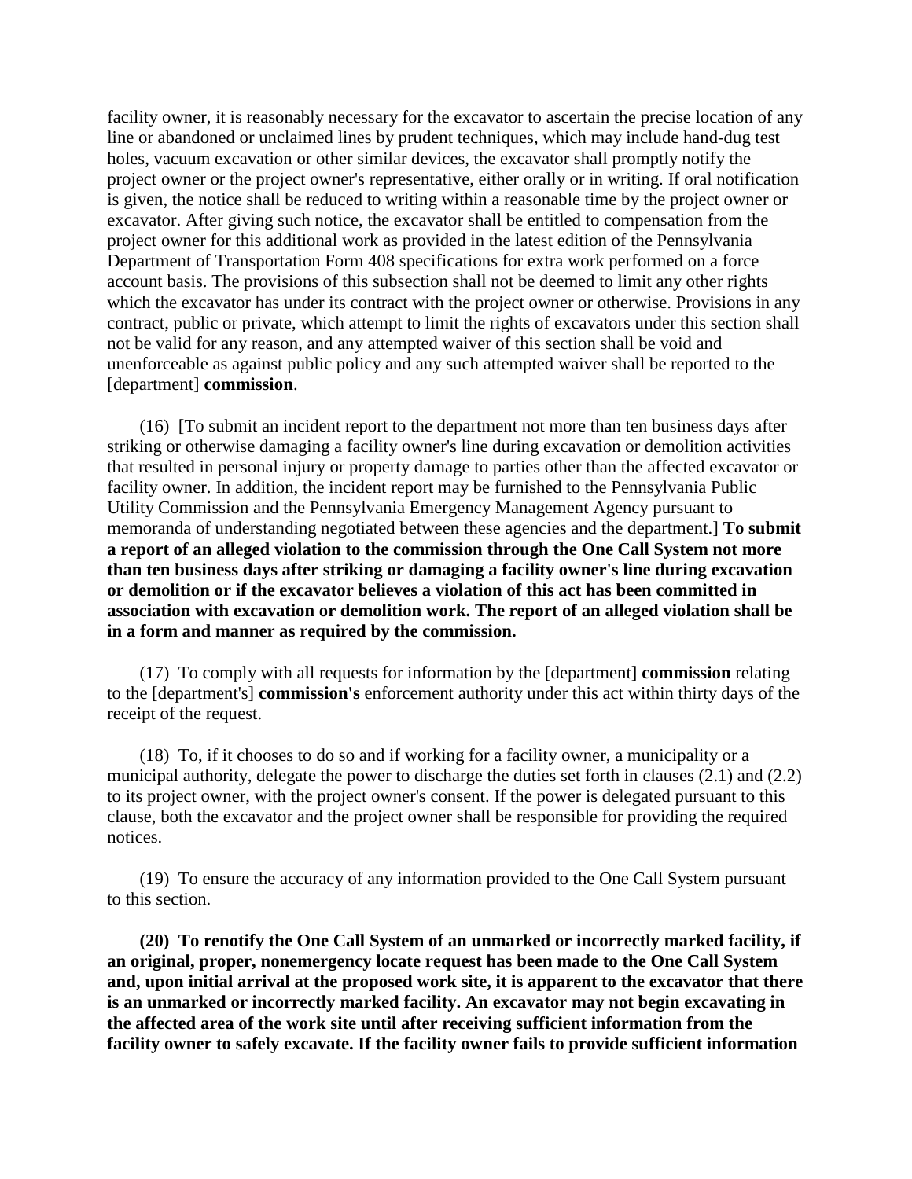facility owner, it is reasonably necessary for the excavator to ascertain the precise location of any line or abandoned or unclaimed lines by prudent techniques, which may include hand-dug test holes, vacuum excavation or other similar devices, the excavator shall promptly notify the project owner or the project owner's representative, either orally or in writing. If oral notification is given, the notice shall be reduced to writing within a reasonable time by the project owner or excavator. After giving such notice, the excavator shall be entitled to compensation from the project owner for this additional work as provided in the latest edition of the Pennsylvania Department of Transportation Form 408 specifications for extra work performed on a force account basis. The provisions of this subsection shall not be deemed to limit any other rights which the excavator has under its contract with the project owner or otherwise. Provisions in any contract, public or private, which attempt to limit the rights of excavators under this section shall not be valid for any reason, and any attempted waiver of this section shall be void and unenforceable as against public policy and any such attempted waiver shall be reported to the [department] **commission**.

(16) [To submit an incident report to the department not more than ten business days after striking or otherwise damaging a facility owner's line during excavation or demolition activities that resulted in personal injury or property damage to parties other than the affected excavator or facility owner. In addition, the incident report may be furnished to the Pennsylvania Public Utility Commission and the Pennsylvania Emergency Management Agency pursuant to memoranda of understanding negotiated between these agencies and the department.] **To submit a report of an alleged violation to the commission through the One Call System not more than ten business days after striking or damaging a facility owner's line during excavation or demolition or if the excavator believes a violation of this act has been committed in association with excavation or demolition work. The report of an alleged violation shall be in a form and manner as required by the commission.**

(17) To comply with all requests for information by the [department] **commission** relating to the [department's] **commission's** enforcement authority under this act within thirty days of the receipt of the request.

(18) To, if it chooses to do so and if working for a facility owner, a municipality or a municipal authority, delegate the power to discharge the duties set forth in clauses (2.1) and (2.2) to its project owner, with the project owner's consent. If the power is delegated pursuant to this clause, both the excavator and the project owner shall be responsible for providing the required notices.

(19) To ensure the accuracy of any information provided to the One Call System pursuant to this section.

**(20) To renotify the One Call System of an unmarked or incorrectly marked facility, if an original, proper, nonemergency locate request has been made to the One Call System and, upon initial arrival at the proposed work site, it is apparent to the excavator that there is an unmarked or incorrectly marked facility. An excavator may not begin excavating in the affected area of the work site until after receiving sufficient information from the facility owner to safely excavate. If the facility owner fails to provide sufficient information**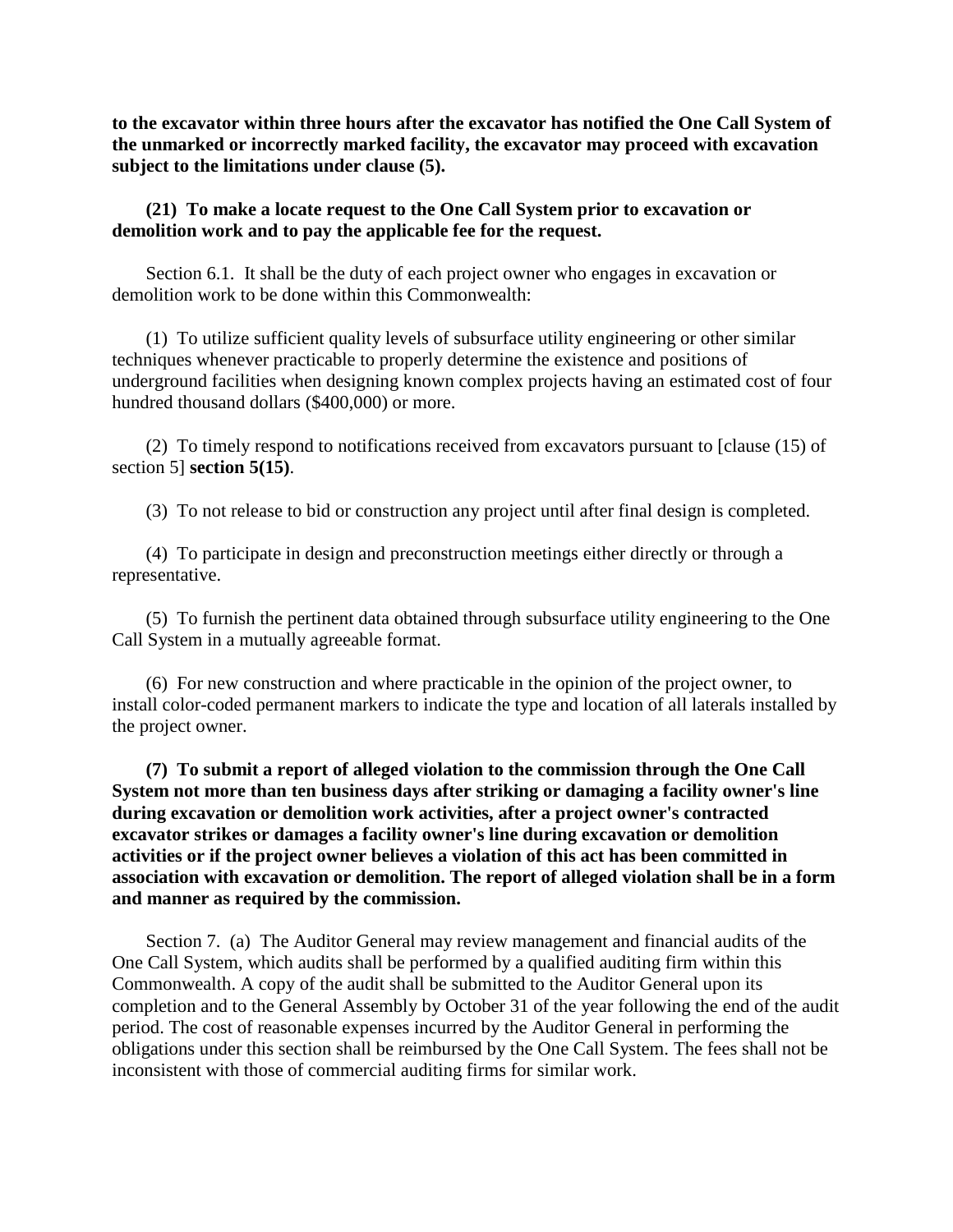**to the excavator within three hours after the excavator has notified the One Call System of the unmarked or incorrectly marked facility, the excavator may proceed with excavation subject to the limitations under clause (5).**

**(21) To make a locate request to the One Call System prior to excavation or demolition work and to pay the applicable fee for the request.**

Section 6.1. It shall be the duty of each project owner who engages in excavation or demolition work to be done within this Commonwealth:

(1) To utilize sufficient quality levels of subsurface utility engineering or other similar techniques whenever practicable to properly determine the existence and positions of underground facilities when designing known complex projects having an estimated cost of four hundred thousand dollars ($400,000) or more.

(2) To timely respond to notifications received from excavators pursuant to [clause (15) of section 5] **section 5(15)**.

(3) To not release to bid or construction any project until after final design is completed.

(4) To participate in design and preconstruction meetings either directly or through a representative.

(5) To furnish the pertinent data obtained through subsurface utility engineering to the One Call System in a mutually agreeable format.

(6) For new construction and where practicable in the opinion of the project owner, to install color-coded permanent markers to indicate the type and location of all laterals installed by the project owner.

**(7) To submit a report of alleged violation to the commission through the One Call System not more than ten business days after striking or damaging a facility owner's line during excavation or demolition work activities, after a project owner's contracted excavator strikes or damages a facility owner's line during excavation or demolition activities or if the project owner believes a violation of this act has been committed in association with excavation or demolition. The report of alleged violation shall be in a form and manner as required by the commission.**

Section 7. (a) The Auditor General may review management and financial audits of the One Call System, which audits shall be performed by a qualified auditing firm within this Commonwealth. A copy of the audit shall be submitted to the Auditor General upon its completion and to the General Assembly by October 31 of the year following the end of the audit period. The cost of reasonable expenses incurred by the Auditor General in performing the obligations under this section shall be reimbursed by the One Call System. The fees shall not be inconsistent with those of commercial auditing firms for similar work.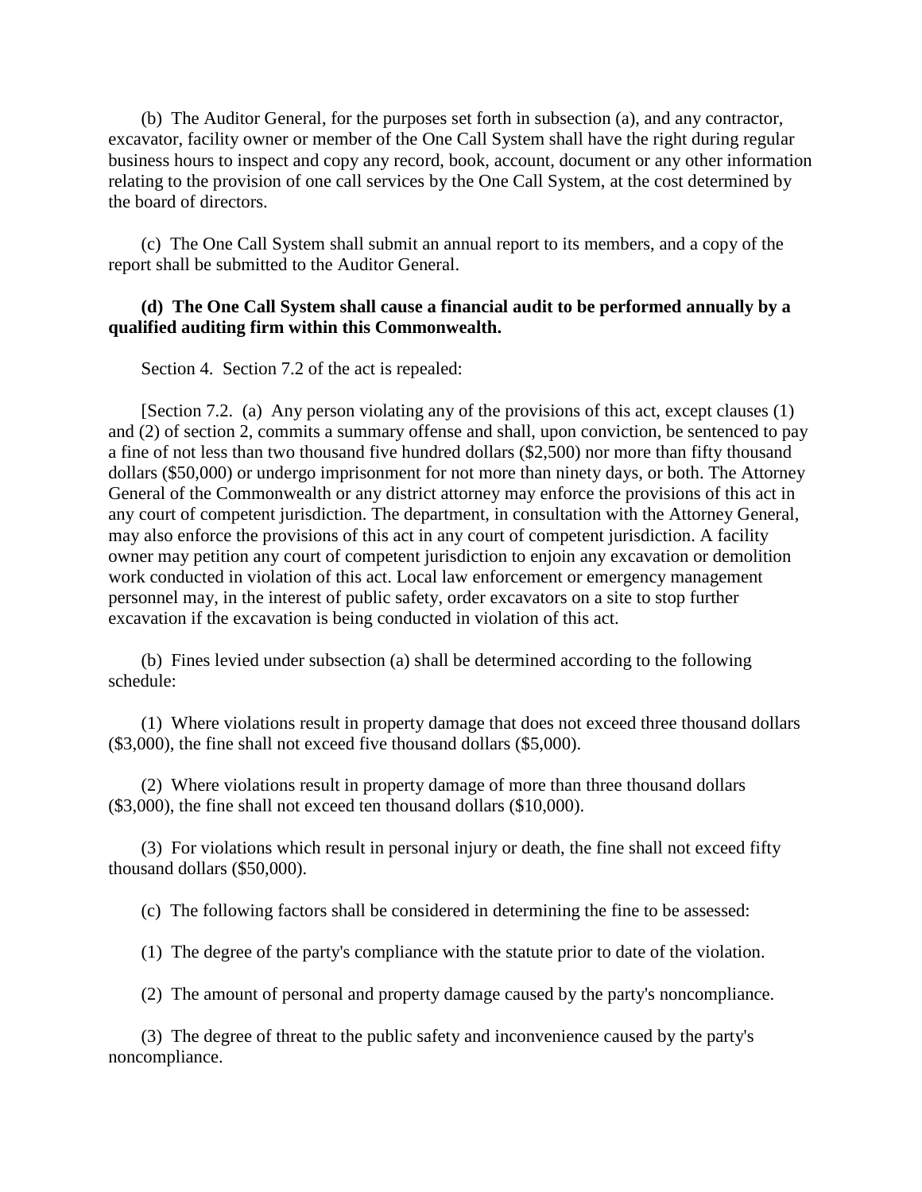(b) The Auditor General, for the purposes set forth in subsection (a), and any contractor, excavator, facility owner or member of the One Call System shall have the right during regular business hours to inspect and copy any record, book, account, document or any other information relating to the provision of one call services by the One Call System, at the cost determined by the board of directors.

(c) The One Call System shall submit an annual report to its members, and a copy of the report shall be submitted to the Auditor General.

**(d) The One Call System shall cause a financial audit to be performed annually by a qualified auditing firm within this Commonwealth.**

Section 4. Section 7.2 of the act is repealed:

[Section 7.2. (a) Any person violating any of the provisions of this act, except clauses (1) and (2) of section 2, commits a summary offense and shall, upon conviction, be sentenced to pay a fine of not less than two thousand five hundred dollars ($2,500) nor more than fifty thousand dollars ($50,000) or undergo imprisonment for not more than ninety days, or both. The Attorney General of the Commonwealth or any district attorney may enforce the provisions of this act in any court of competent jurisdiction. The department, in consultation with the Attorney General, may also enforce the provisions of this act in any court of competent jurisdiction. A facility owner may petition any court of competent jurisdiction to enjoin any excavation or demolition work conducted in violation of this act. Local law enforcement or emergency management personnel may, in the interest of public safety, order excavators on a site to stop further excavation if the excavation is being conducted in violation of this act.

(b) Fines levied under subsection (a) shall be determined according to the following schedule:

(1) Where violations result in property damage that does not exceed three thousand dollars ($3,000), the fine shall not exceed five thousand dollars ($5,000).

(2) Where violations result in property damage of more than three thousand dollars ($3,000), the fine shall not exceed ten thousand dollars ($10,000).

(3) For violations which result in personal injury or death, the fine shall not exceed fifty thousand dollars ($50,000).

(c) The following factors shall be considered in determining the fine to be assessed:

(1) The degree of the party's compliance with the statute prior to date of the violation.

(2) The amount of personal and property damage caused by the party's noncompliance.

(3) The degree of threat to the public safety and inconvenience caused by the party's noncompliance.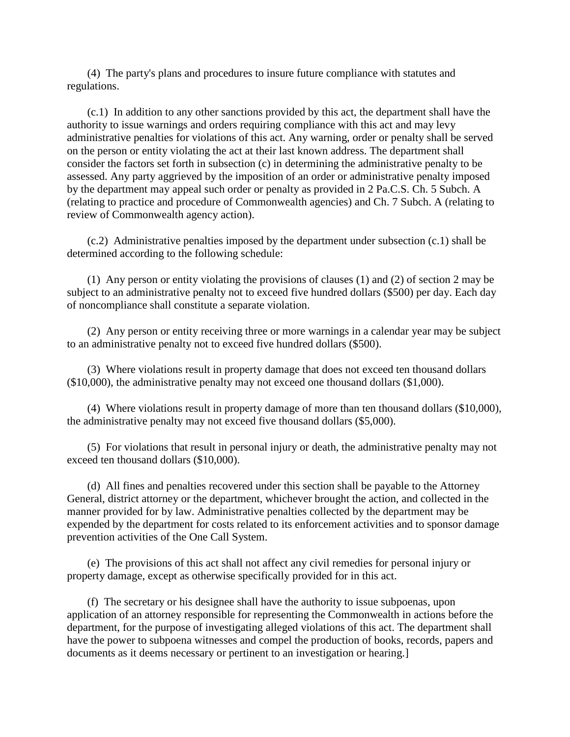(4) The party's plans and procedures to insure future compliance with statutes and regulations.

(c.1) In addition to any other sanctions provided by this act, the department shall have the authority to issue warnings and orders requiring compliance with this act and may levy administrative penalties for violations of this act. Any warning, order or penalty shall be served on the person or entity violating the act at their last known address. The department shall consider the factors set forth in subsection (c) in determining the administrative penalty to be assessed. Any party aggrieved by the imposition of an order or administrative penalty imposed by the department may appeal such order or penalty as provided in 2 Pa.C.S. Ch. 5 Subch. A (relating to practice and procedure of Commonwealth agencies) and Ch. 7 Subch. A (relating to review of Commonwealth agency action).

(c.2) Administrative penalties imposed by the department under subsection (c.1) shall be determined according to the following schedule:

(1) Any person or entity violating the provisions of clauses (1) and (2) of section 2 may be subject to an administrative penalty not to exceed five hundred dollars ($500) per day. Each day of noncompliance shall constitute a separate violation.

(2) Any person or entity receiving three or more warnings in a calendar year may be subject to an administrative penalty not to exceed five hundred dollars ($500).

(3) Where violations result in property damage that does not exceed ten thousand dollars ($10,000), the administrative penalty may not exceed one thousand dollars ($1,000).

(4) Where violations result in property damage of more than ten thousand dollars ($10,000), the administrative penalty may not exceed five thousand dollars ($5,000).

(5) For violations that result in personal injury or death, the administrative penalty may not exceed ten thousand dollars ($10,000).

(d) All fines and penalties recovered under this section shall be payable to the Attorney General, district attorney or the department, whichever brought the action, and collected in the manner provided for by law. Administrative penalties collected by the department may be expended by the department for costs related to its enforcement activities and to sponsor damage prevention activities of the One Call System.

(e) The provisions of this act shall not affect any civil remedies for personal injury or property damage, except as otherwise specifically provided for in this act.

(f) The secretary or his designee shall have the authority to issue subpoenas, upon application of an attorney responsible for representing the Commonwealth in actions before the department, for the purpose of investigating alleged violations of this act. The department shall have the power to subpoena witnesses and compel the production of books, records, papers and documents as it deems necessary or pertinent to an investigation or hearing.]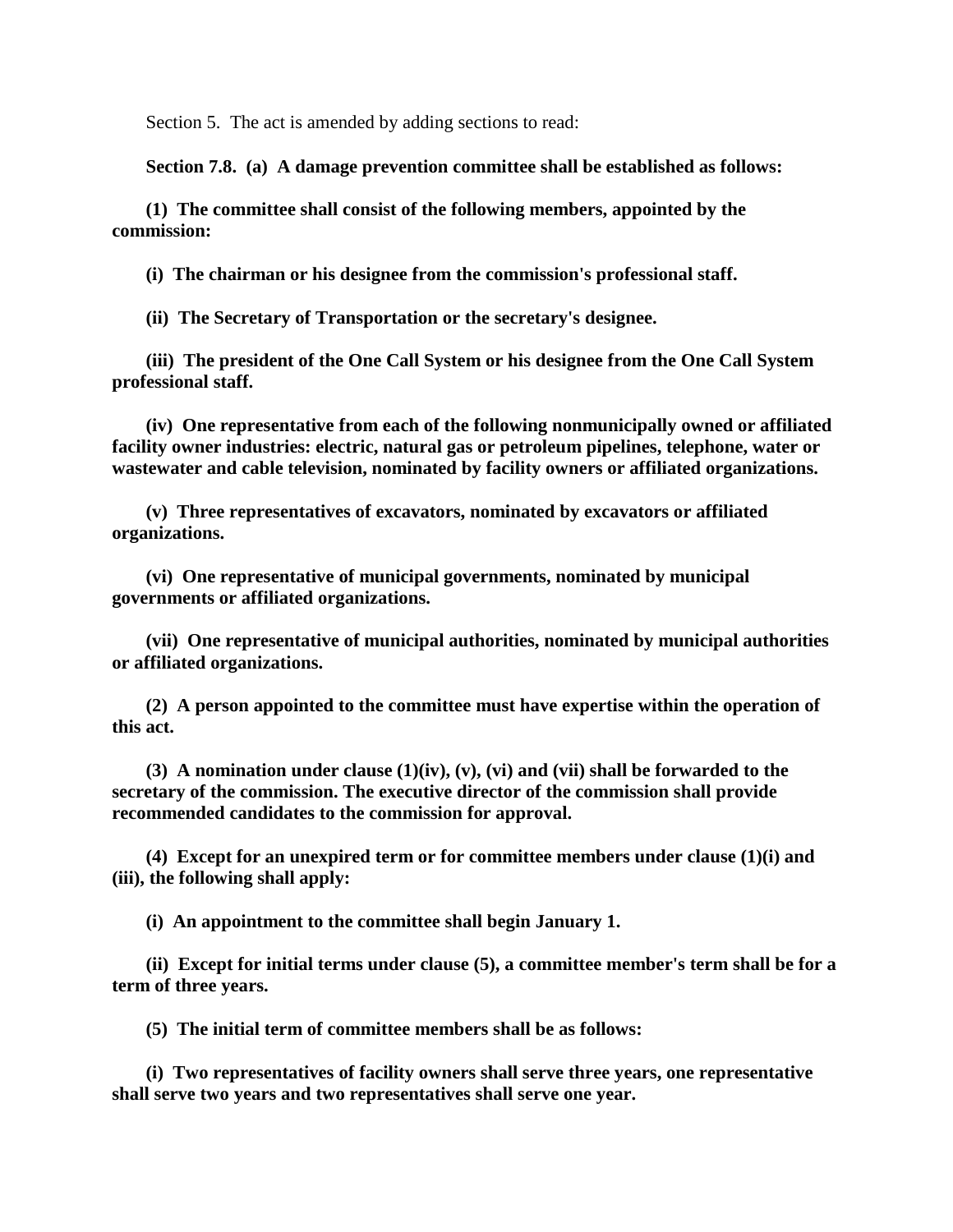Section 5. The act is amended by adding sections to read:

**Section 7.8. (a) A damage prevention committee shall be established as follows:**

**(1) The committee shall consist of the following members, appointed by the commission:**

**(i) The chairman or his designee from the commission's professional staff.**

**(ii) The Secretary of Transportation or the secretary's designee.**

**(iii) The president of the One Call System or his designee from the One Call System professional staff.**

**(iv) One representative from each of the following nonmunicipally owned or affiliated facility owner industries: electric, natural gas or petroleum pipelines, telephone, water or wastewater and cable television, nominated by facility owners or affiliated organizations.**

**(v) Three representatives of excavators, nominated by excavators or affiliated organizations.**

**(vi) One representative of municipal governments, nominated by municipal governments or affiliated organizations.**

**(vii) One representative of municipal authorities, nominated by municipal authorities or affiliated organizations.**

**(2) A person appointed to the committee must have expertise within the operation of this act.**

**(3) A nomination under clause (1)(iv), (v), (vi) and (vii) shall be forwarded to the secretary of the commission. The executive director of the commission shall provide recommended candidates to the commission for approval.**

**(4) Except for an unexpired term or for committee members under clause (1)(i) and (iii), the following shall apply:**

**(i) An appointment to the committee shall begin January 1.**

**(ii) Except for initial terms under clause (5), a committee member's term shall be for a term of three years.**

**(5) The initial term of committee members shall be as follows:**

**(i) Two representatives of facility owners shall serve three years, one representative shall serve two years and two representatives shall serve one year.**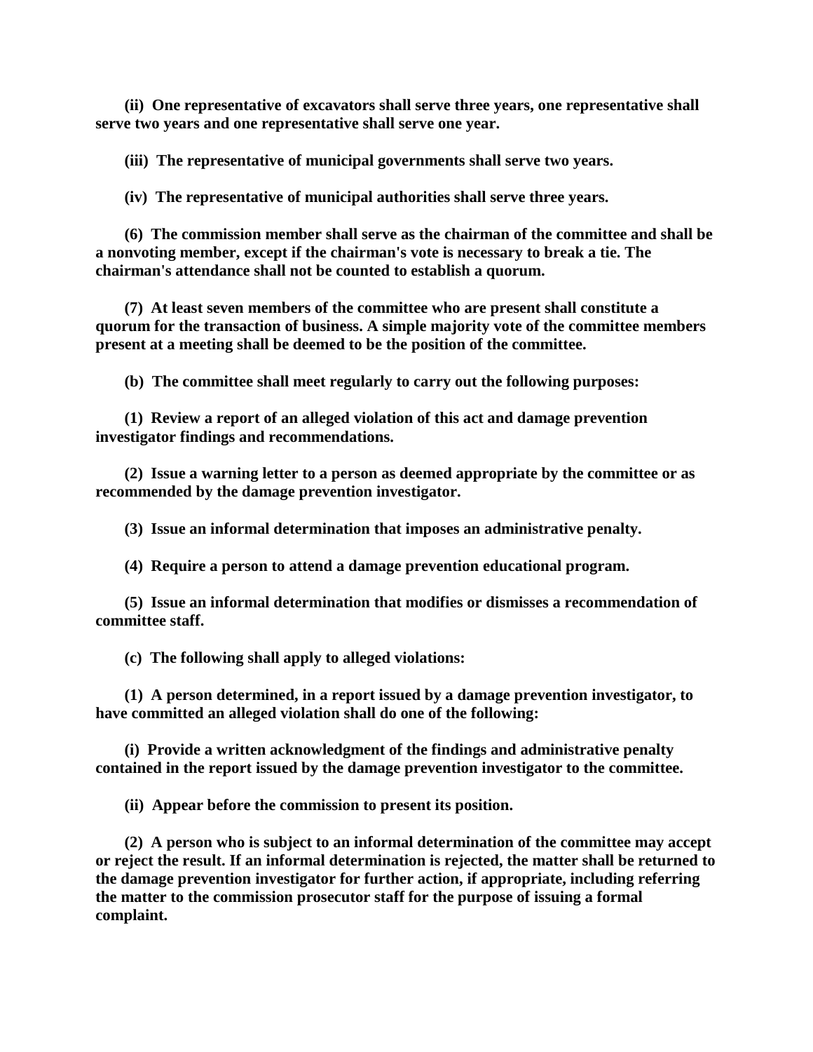**(ii) One representative of excavators shall serve three years, one representative shall serve two years and one representative shall serve one year.**

**(iii) The representative of municipal governments shall serve two years.**

**(iv) The representative of municipal authorities shall serve three years.**

**(6) The commission member shall serve as the chairman of the committee and shall be a nonvoting member, except if the chairman's vote is necessary to break a tie. The chairman's attendance shall not be counted to establish a quorum.**

**(7) At least seven members of the committee who are present shall constitute a quorum for the transaction of business. A simple majority vote of the committee members present at a meeting shall be deemed to be the position of the committee.**

**(b) The committee shall meet regularly to carry out the following purposes:**

**(1) Review a report of an alleged violation of this act and damage prevention investigator findings and recommendations.**

**(2) Issue a warning letter to a person as deemed appropriate by the committee or as recommended by the damage prevention investigator.**

**(3) Issue an informal determination that imposes an administrative penalty.**

**(4) Require a person to attend a damage prevention educational program.**

**(5) Issue an informal determination that modifies or dismisses a recommendation of committee staff.**

**(c) The following shall apply to alleged violations:**

**(1) A person determined, in a report issued by a damage prevention investigator, to have committed an alleged violation shall do one of the following:**

**(i) Provide a written acknowledgment of the findings and administrative penalty contained in the report issued by the damage prevention investigator to the committee.**

**(ii) Appear before the commission to present its position.**

**(2) A person who is subject to an informal determination of the committee may accept or reject the result. If an informal determination is rejected, the matter shall be returned to the damage prevention investigator for further action, if appropriate, including referring the matter to the commission prosecutor staff for the purpose of issuing a formal complaint.**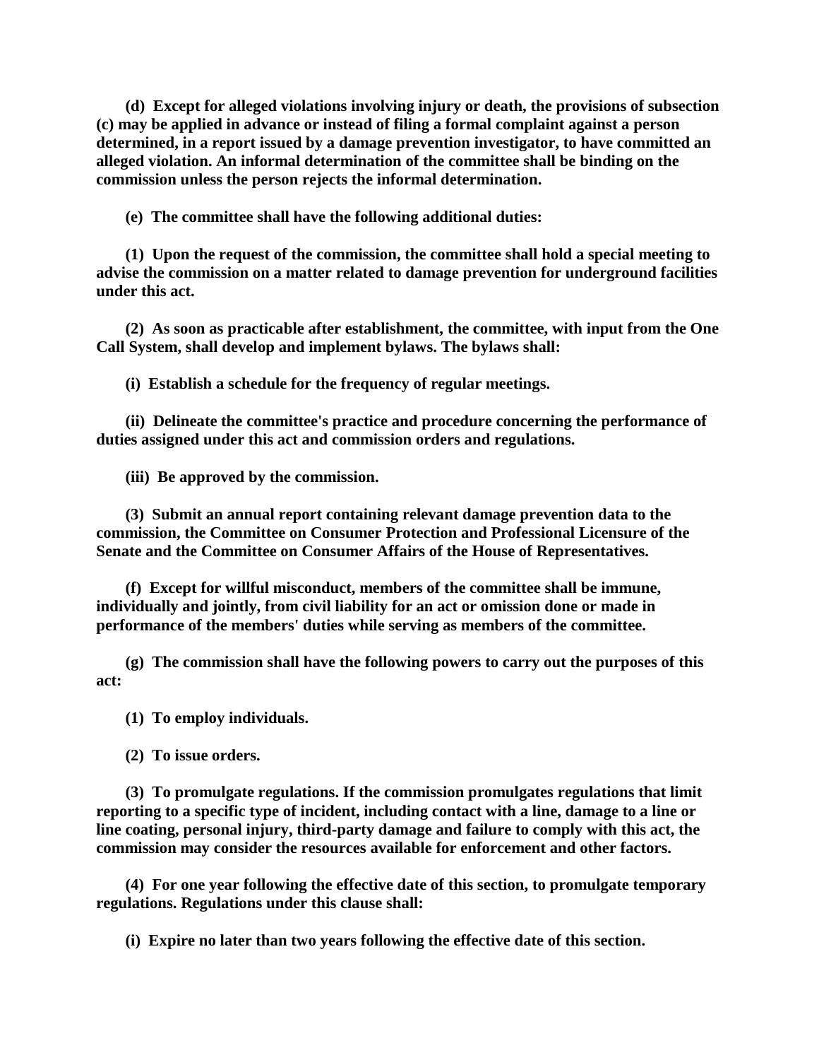**(d) Except for alleged violations involving injury or death, the provisions of subsection (c) may be applied in advance or instead of filing a formal complaint against a person determined, in a report issued by a damage prevention investigator, to have committed an alleged violation. An informal determination of the committee shall be binding on the commission unless the person rejects the informal determination.**

**(e) The committee shall have the following additional duties:**

**(1) Upon the request of the commission, the committee shall hold a special meeting to advise the commission on a matter related to damage prevention for underground facilities under this act.**

**(2) As soon as practicable after establishment, the committee, with input from the One Call System, shall develop and implement bylaws. The bylaws shall:**

**(i) Establish a schedule for the frequency of regular meetings.**

**(ii) Delineate the committee's practice and procedure concerning the performance of duties assigned under this act and commission orders and regulations.**

**(iii) Be approved by the commission.**

**(3) Submit an annual report containing relevant damage prevention data to the commission, the Committee on Consumer Protection and Professional Licensure of the Senate and the Committee on Consumer Affairs of the House of Representatives.**

**(f) Except for willful misconduct, members of the committee shall be immune, individually and jointly, from civil liability for an act or omission done or made in performance of the members' duties while serving as members of the committee.**

**(g) The commission shall have the following powers to carry out the purposes of this act:**

**(1) To employ individuals.**

**(2) To issue orders.**

**(3) To promulgate regulations. If the commission promulgates regulations that limit reporting to a specific type of incident, including contact with a line, damage to a line or line coating, personal injury, third-party damage and failure to comply with this act, the commission may consider the resources available for enforcement and other factors.**

**(4) For one year following the effective date of this section, to promulgate temporary regulations. Regulations under this clause shall:**

**(i) Expire no later than two years following the effective date of this section.**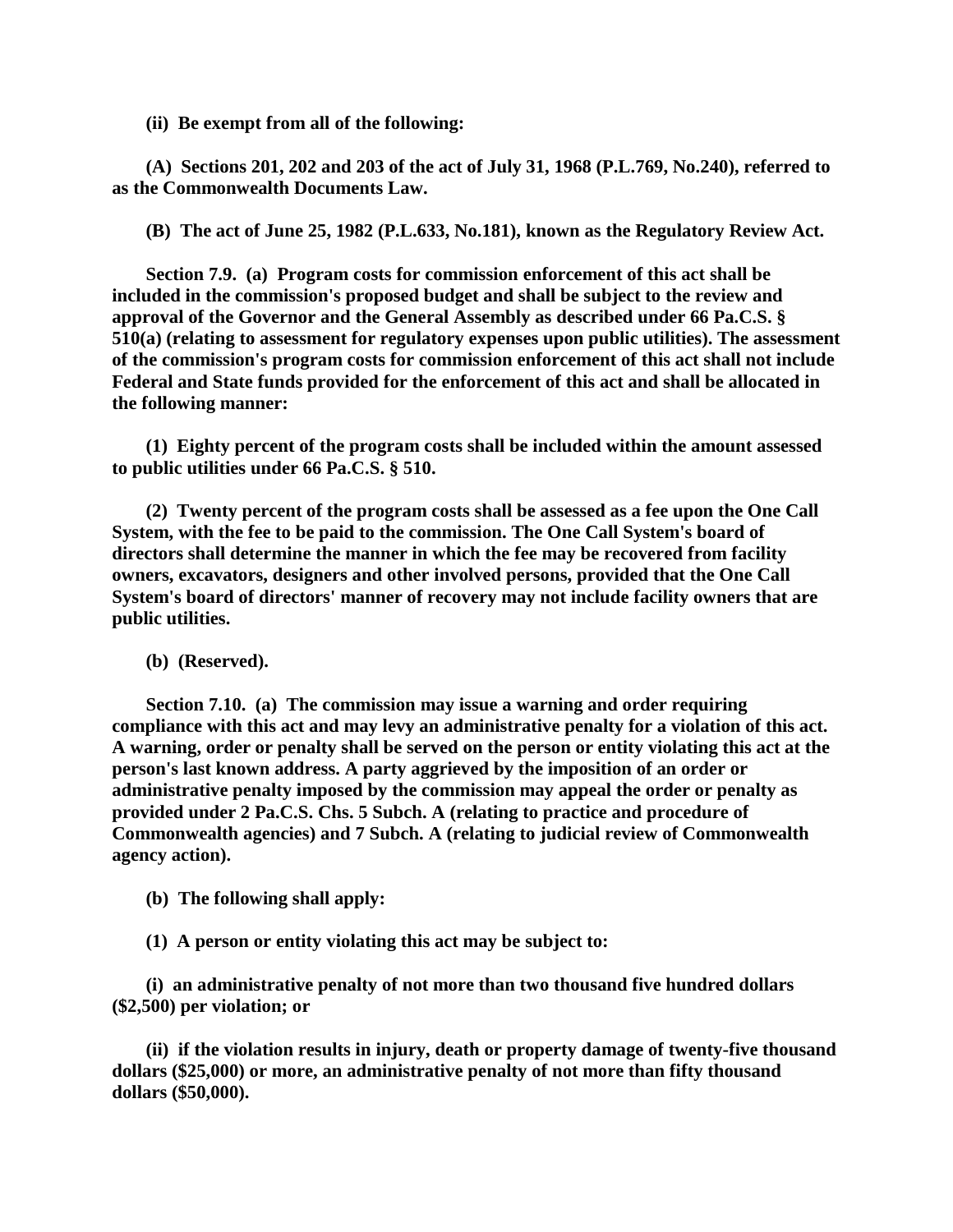**(ii) Be exempt from all of the following:**

**(A) Sections 201, 202 and 203 of the act of July 31, 1968 (P.L.769, No.240), referred to as the Commonwealth Documents Law.**

**(B) The act of June 25, 1982 (P.L.633, No.181), known as the Regulatory Review Act.**

**Section 7.9. (a) Program costs for commission enforcement of this act shall be included in the commission's proposed budget and shall be subject to the review and approval of the Governor and the General Assembly as described under 66 Pa.C.S. § 510(a) (relating to assessment for regulatory expenses upon public utilities). The assessment of the commission's program costs for commission enforcement of this act shall not include Federal and State funds provided for the enforcement of this act and shall be allocated in the following manner:**

**(1) Eighty percent of the program costs shall be included within the amount assessed to public utilities under 66 Pa.C.S. § 510.**

**(2) Twenty percent of the program costs shall be assessed as a fee upon the One Call System, with the fee to be paid to the commission. The One Call System's board of directors shall determine the manner in which the fee may be recovered from facility owners, excavators, designers and other involved persons, provided that the One Call System's board of directors' manner of recovery may not include facility owners that are public utilities.**

**(b) (Reserved).**

**Section 7.10. (a) The commission may issue a warning and order requiring compliance with this act and may levy an administrative penalty for a violation of this act. A warning, order or penalty shall be served on the person or entity violating this act at the person's last known address. A party aggrieved by the imposition of an order or administrative penalty imposed by the commission may appeal the order or penalty as provided under 2 Pa.C.S. Chs. 5 Subch. A (relating to practice and procedure of Commonwealth agencies) and 7 Subch. A (relating to judicial review of Commonwealth agency action).**

**(b) The following shall apply:**

**(1) A person or entity violating this act may be subject to:**

**(i) an administrative penalty of not more than two thousand five hundred dollars ($2,500) per violation; or**

**(ii) if the violation results in injury, death or property damage of twenty-five thousand dollars ($25,000) or more, an administrative penalty of not more than fifty thousand dollars ($50,000).**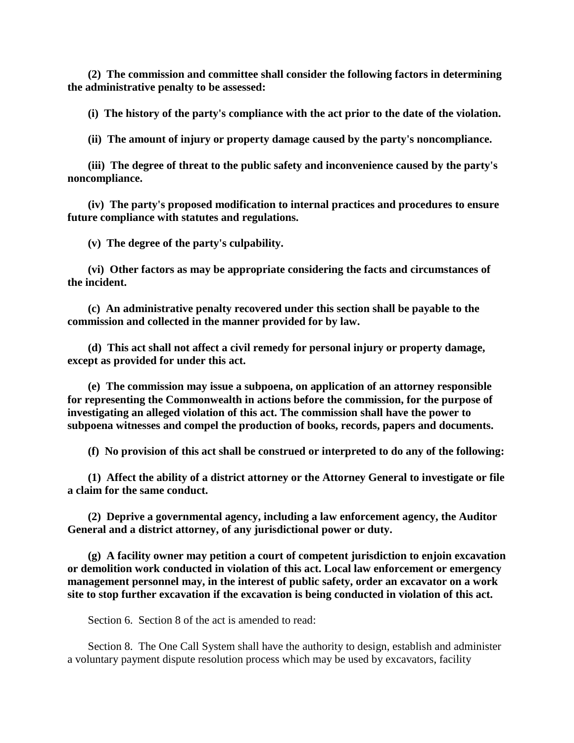**(2) The commission and committee shall consider the following factors in determining the administrative penalty to be assessed:**

**(i) The history of the party's compliance with the act prior to the date of the violation.**

**(ii) The amount of injury or property damage caused by the party's noncompliance.**

**(iii) The degree of threat to the public safety and inconvenience caused by the party's noncompliance.**

**(iv) The party's proposed modification to internal practices and procedures to ensure future compliance with statutes and regulations.**

**(v) The degree of the party's culpability.**

**(vi) Other factors as may be appropriate considering the facts and circumstances of the incident.**

**(c) An administrative penalty recovered under this section shall be payable to the commission and collected in the manner provided for by law.**

**(d) This act shall not affect a civil remedy for personal injury or property damage, except as provided for under this act.**

**(e) The commission may issue a subpoena, on application of an attorney responsible for representing the Commonwealth in actions before the commission, for the purpose of investigating an alleged violation of this act. The commission shall have the power to subpoena witnesses and compel the production of books, records, papers and documents.**

**(f) No provision of this act shall be construed or interpreted to do any of the following:**

**(1) Affect the ability of a district attorney or the Attorney General to investigate or file a claim for the same conduct.**

**(2) Deprive a governmental agency, including a law enforcement agency, the Auditor General and a district attorney, of any jurisdictional power or duty.**

**(g) A facility owner may petition a court of competent jurisdiction to enjoin excavation or demolition work conducted in violation of this act. Local law enforcement or emergency management personnel may, in the interest of public safety, order an excavator on a work site to stop further excavation if the excavation is being conducted in violation of this act.**

Section 6. Section 8 of the act is amended to read:

Section 8. The One Call System shall have the authority to design, establish and administer a voluntary payment dispute resolution process which may be used by excavators, facility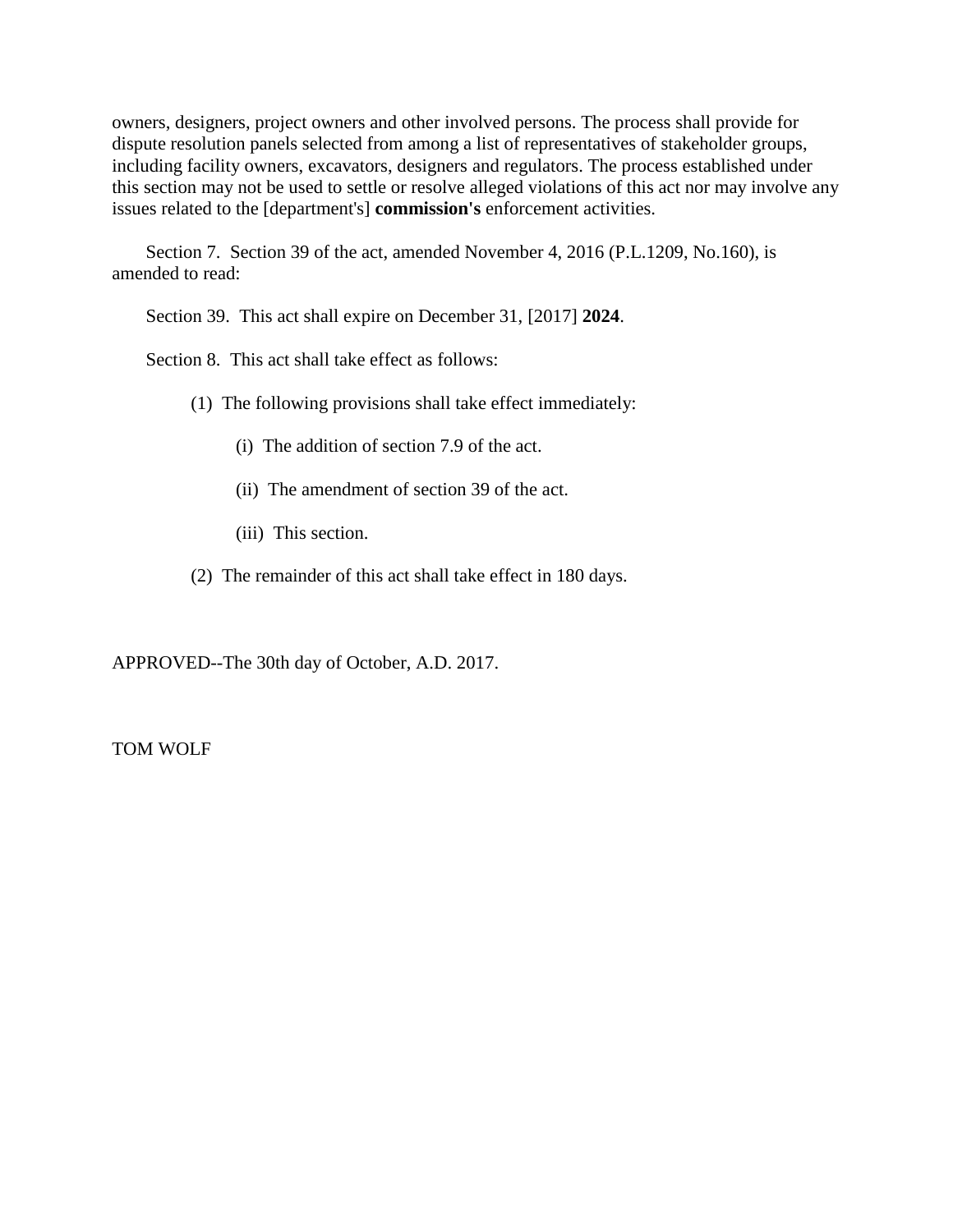owners, designers, project owners and other involved persons. The process shall provide for dispute resolution panels selected from among a list of representatives of stakeholder groups, including facility owners, excavators, designers and regulators. The process established under this section may not be used to settle or resolve alleged violations of this act nor may involve any issues related to the [department's] **commission's** enforcement activities.

Section 7. Section 39 of the act, amended November 4, 2016 (P.L.1209, No.160), is amended to read:

Section 39. This act shall expire on December 31, [2017] **2024**.

Section 8. This act shall take effect as follows:

(1) The following provisions shall take effect immediately:

(i) The addition of section 7.9 of the act.

(ii) The amendment of section 39 of the act.

(iii) This section.

(2) The remainder of this act shall take effect in 180 days.

APPROVED--The 30th day of October, A.D. 2017.

TOM WOLF